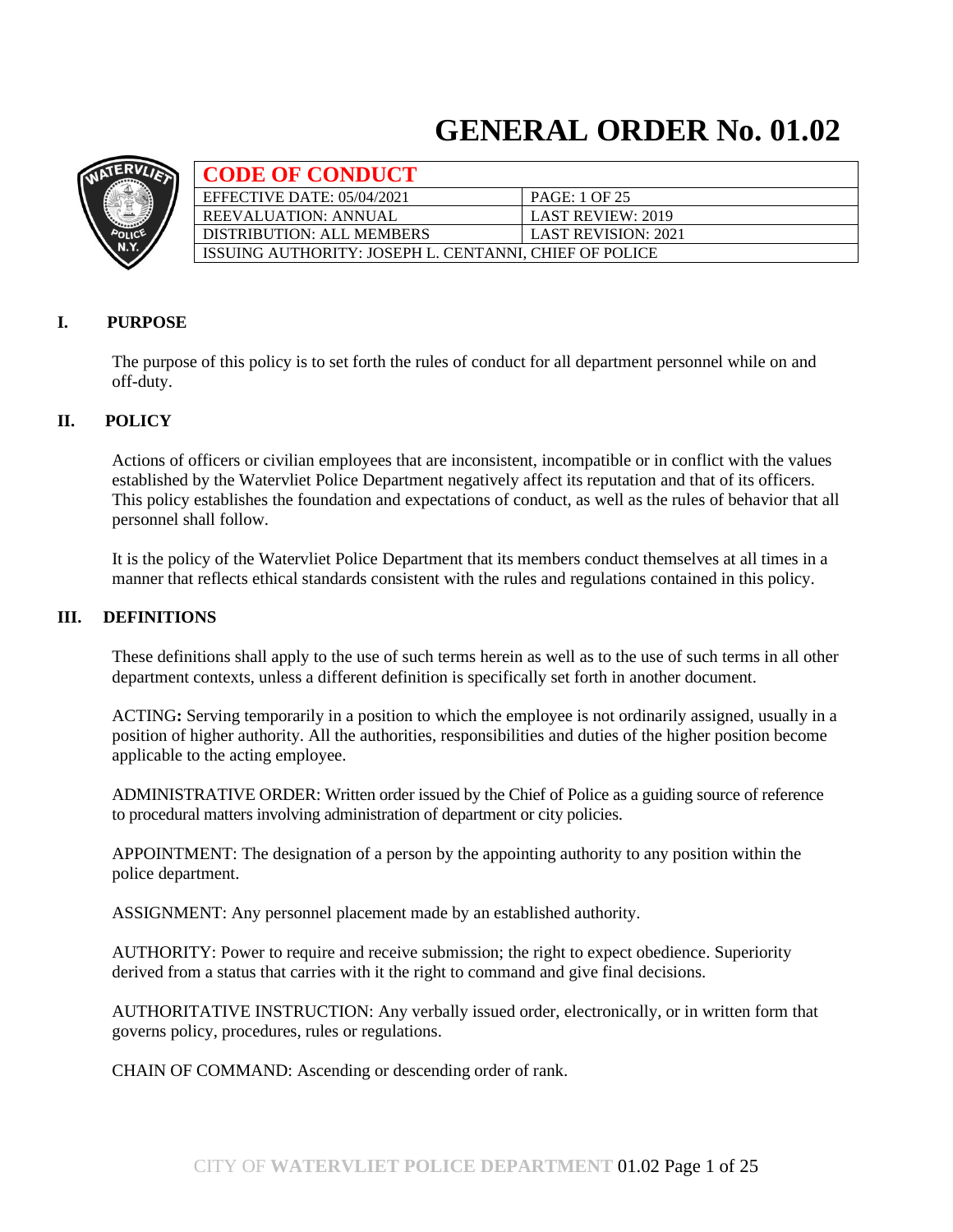# GENERAL ORDER No. 01.02

| CODE OF CONDUCT | |
|---|---|
| EFFECTIVE DATE: 05/04/2021 | PAGE: 1 OF 25 |
| REEVALUATION: ANNUAL | LAST REVIEW: 2019 |
| DISTRIBUTION: ALL MEMBERS | LAST REVISION: 2021 |
| ISSUING AUTHORITY: JOSEPH L. CENTANNI, CHIEF OF POLICE | |

## I. PURPOSE

The purpose of this policy is to set forth the rules of conduct for all department personnel while on and off-duty.

## II. POLICY

Actions of officers or civilian employees that are inconsistent, incompatible or in conflict with the values established by the Watervliet Police Department negatively affect its reputation and that of its officers. This policy establishes the foundation and expectations of conduct, as well as the rules of behavior that all personnel shall follow.

It is the policy of the Watervliet Police Department that its members conduct themselves at all times in a manner that reflects ethical standards consistent with the rules and regulations contained in this policy.

## III. DEFINITIONS

These definitions shall apply to the use of such terms herein as well as to the use of such terms in all other department contexts, unless a different definition is specifically set forth in another document.

ACTING**:** Serving temporarily in a position to which the employee is not ordinarily assigned, usually in a position of higher authority. All the authorities, responsibilities and duties of the higher position become applicable to the acting employee.

ADMINISTRATIVE ORDER: Written order issued by the Chief of Police as a guiding source of reference to procedural matters involving administration of department or city policies.

APPOINTMENT: The designation of a person by the appointing authority to any position within the police department.

ASSIGNMENT: Any personnel placement made by an established authority.

AUTHORITY: Power to require and receive submission; the right to expect obedience. Superiority derived from a status that carries with it the right to command and give final decisions.

AUTHORITATIVE INSTRUCTION: Any verbally issued order, electronically, or in written form that governs policy, procedures, rules or regulations.

CHAIN OF COMMAND: Ascending or descending order of rank.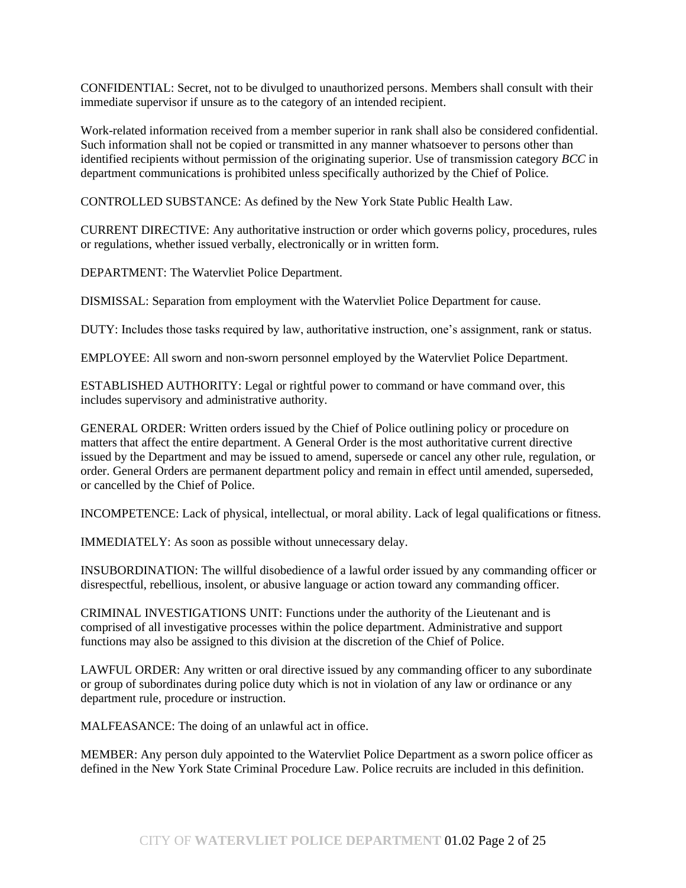CONFIDENTIAL: Secret, not to be divulged to unauthorized persons. Members shall consult with their immediate supervisor if unsure as to the category of an intended recipient.

Work-related information received from a member superior in rank shall also be considered confidential. Such information shall not be copied or transmitted in any manner whatsoever to persons other than identified recipients without permission of the originating superior. Use of transmission category *BCC* in department communications is prohibited unless specifically authorized by the Chief of Police.

CONTROLLED SUBSTANCE: As defined by the New York State Public Health Law.

CURRENT DIRECTIVE: Any authoritative instruction or order which governs policy, procedures, rules or regulations, whether issued verbally, electronically or in written form.

DEPARTMENT: The Watervliet Police Department.

DISMISSAL: Separation from employment with the Watervliet Police Department for cause.

DUTY: Includes those tasks required by law, authoritative instruction, one's assignment, rank or status.

EMPLOYEE: All sworn and non-sworn personnel employed by the Watervliet Police Department.

ESTABLISHED AUTHORITY: Legal or rightful power to command or have command over, this includes supervisory and administrative authority.

GENERAL ORDER: Written orders issued by the Chief of Police outlining policy or procedure on matters that affect the entire department. A General Order is the most authoritative current directive issued by the Department and may be issued to amend, supersede or cancel any other rule, regulation, or order. General Orders are permanent department policy and remain in effect until amended, superseded, or cancelled by the Chief of Police.

INCOMPETENCE: Lack of physical, intellectual, or moral ability. Lack of legal qualifications or fitness.

IMMEDIATELY: As soon as possible without unnecessary delay.

INSUBORDINATION: The willful disobedience of a lawful order issued by any commanding officer or disrespectful, rebellious, insolent, or abusive language or action toward any commanding officer.

CRIMINAL INVESTIGATIONS UNIT: Functions under the authority of the Lieutenant and is comprised of all investigative processes within the police department. Administrative and support functions may also be assigned to this division at the discretion of the Chief of Police.

LAWFUL ORDER: Any written or oral directive issued by any commanding officer to any subordinate or group of subordinates during police duty which is not in violation of any law or ordinance or any department rule, procedure or instruction.

MALFEASANCE: The doing of an unlawful act in office.

MEMBER: Any person duly appointed to the Watervliet Police Department as a sworn police officer as defined in the New York State Criminal Procedure Law. Police recruits are included in this definition.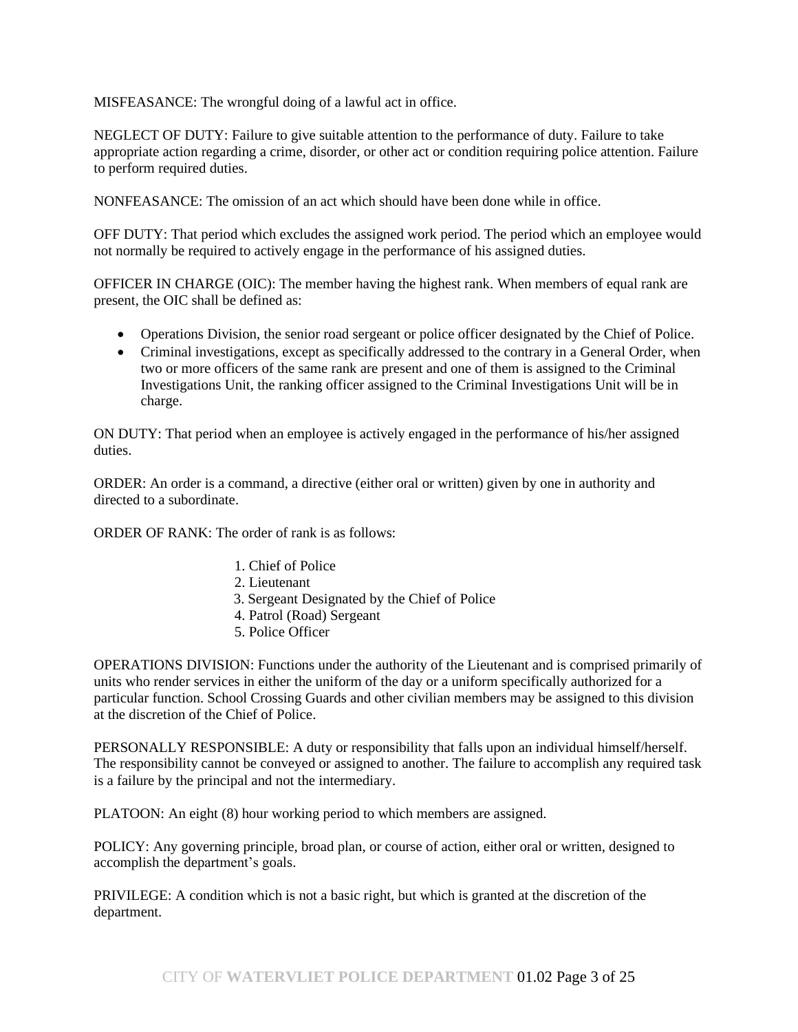MISFEASANCE: The wrongful doing of a lawful act in office.

NEGLECT OF DUTY: Failure to give suitable attention to the performance of duty. Failure to take appropriate action regarding a crime, disorder, or other act or condition requiring police attention. Failure to perform required duties.

NONFEASANCE: The omission of an act which should have been done while in office.

OFF DUTY: That period which excludes the assigned work period. The period which an employee would not normally be required to actively engage in the performance of his assigned duties.

OFFICER IN CHARGE (OIC): The member having the highest rank. When members of equal rank are present, the OIC shall be defined as:

- Operations Division, the senior road sergeant or police officer designated by the Chief of Police.
- Criminal investigations, except as specifically addressed to the contrary in a General Order, when two or more officers of the same rank are present and one of them is assigned to the Criminal Investigations Unit, the ranking officer assigned to the Criminal Investigations Unit will be in charge.

ON DUTY: That period when an employee is actively engaged in the performance of his/her assigned duties.

ORDER: An order is a command, a directive (either oral or written) given by one in authority and directed to a subordinate.

ORDER OF RANK: The order of rank is as follows:

1. Chief of Police
2. Lieutenant
3. Sergeant Designated by the Chief of Police
4. Patrol (Road) Sergeant
5. Police Officer

OPERATIONS DIVISION: Functions under the authority of the Lieutenant and is comprised primarily of units who render services in either the uniform of the day or a uniform specifically authorized for a particular function. School Crossing Guards and other civilian members may be assigned to this division at the discretion of the Chief of Police.

PERSONALLY RESPONSIBLE: A duty or responsibility that falls upon an individual himself/herself. The responsibility cannot be conveyed or assigned to another. The failure to accomplish any required task is a failure by the principal and not the intermediary.

PLATOON: An eight (8) hour working period to which members are assigned.

POLICY: Any governing principle, broad plan, or course of action, either oral or written, designed to accomplish the department's goals.

PRIVILEGE: A condition which is not a basic right, but which is granted at the discretion of the department.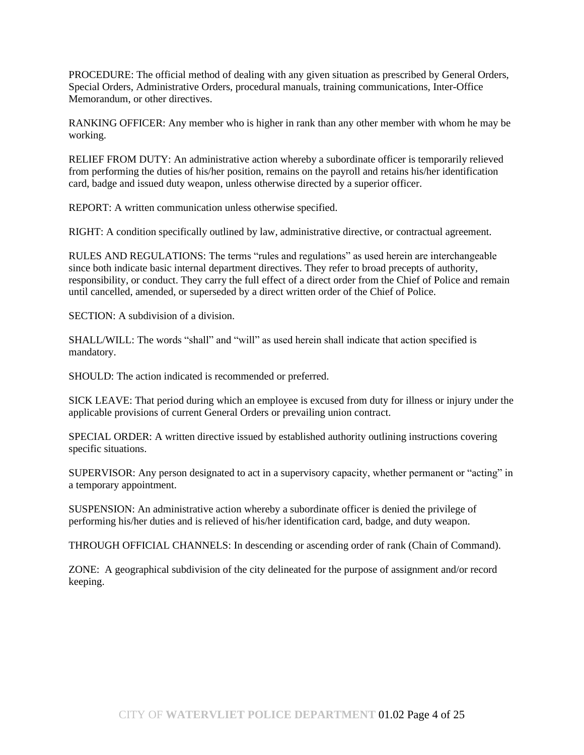PROCEDURE: The official method of dealing with any given situation as prescribed by General Orders, Special Orders, Administrative Orders, procedural manuals, training communications, Inter-Office Memorandum, or other directives.

RANKING OFFICER: Any member who is higher in rank than any other member with whom he may be working.

RELIEF FROM DUTY: An administrative action whereby a subordinate officer is temporarily relieved from performing the duties of his/her position, remains on the payroll and retains his/her identification card, badge and issued duty weapon, unless otherwise directed by a superior officer.

REPORT: A written communication unless otherwise specified.

RIGHT: A condition specifically outlined by law, administrative directive, or contractual agreement.

RULES AND REGULATIONS: The terms "rules and regulations" as used herein are interchangeable since both indicate basic internal department directives. They refer to broad precepts of authority, responsibility, or conduct. They carry the full effect of a direct order from the Chief of Police and remain until cancelled, amended, or superseded by a direct written order of the Chief of Police.

SECTION: A subdivision of a division.

SHALL/WILL: The words "shall" and "will" as used herein shall indicate that action specified is mandatory.

SHOULD: The action indicated is recommended or preferred.

SICK LEAVE: That period during which an employee is excused from duty for illness or injury under the applicable provisions of current General Orders or prevailing union contract.

SPECIAL ORDER: A written directive issued by established authority outlining instructions covering specific situations.

SUPERVISOR: Any person designated to act in a supervisory capacity, whether permanent or "acting" in a temporary appointment.

SUSPENSION: An administrative action whereby a subordinate officer is denied the privilege of performing his/her duties and is relieved of his/her identification card, badge, and duty weapon.

THROUGH OFFICIAL CHANNELS: In descending or ascending order of rank (Chain of Command).

ZONE: A geographical subdivision of the city delineated for the purpose of assignment and/or record keeping.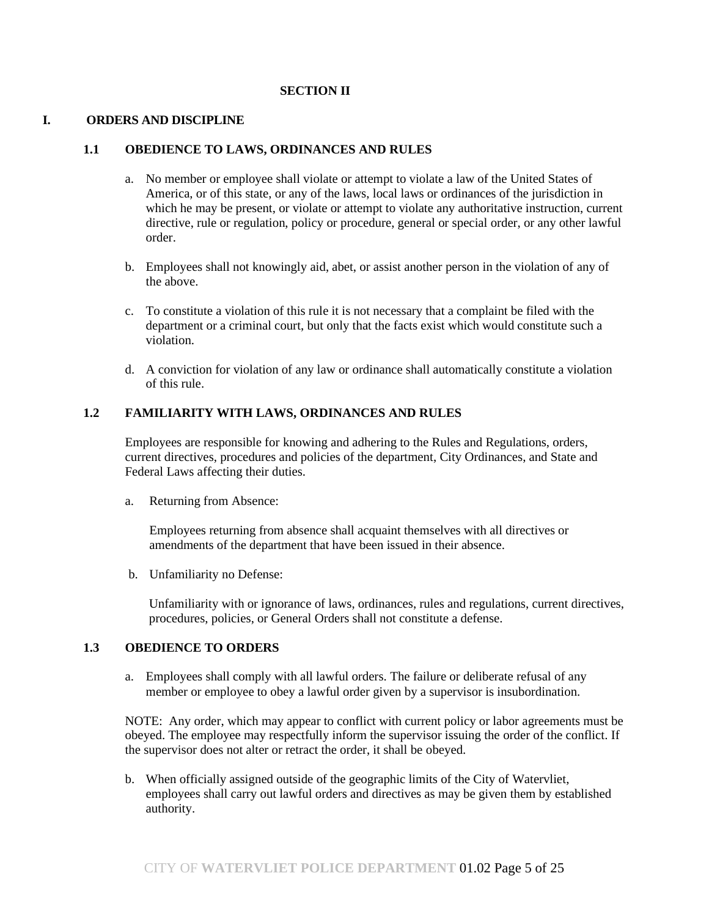## SECTION II

### I. ORDERS AND DISCIPLINE

#### 1.1 OBEDIENCE TO LAWS, ORDINANCES AND RULES

a. No member or employee shall violate or attempt to violate a law of the United States of America, or of this state, or any of the laws, local laws or ordinances of the jurisdiction in which he may be present, or violate or attempt to violate any authoritative instruction, current directive, rule or regulation, policy or procedure, general or special order, or any other lawful order.

b. Employees shall not knowingly aid, abet, or assist another person in the violation of any of the above.

c. To constitute a violation of this rule it is not necessary that a complaint be filed with the department or a criminal court, but only that the facts exist which would constitute such a violation.

d. A conviction for violation of any law or ordinance shall automatically constitute a violation of this rule.

#### 1.2 FAMILIARITY WITH LAWS, ORDINANCES AND RULES

Employees are responsible for knowing and adhering to the Rules and Regulations, orders, current directives, procedures and policies of the department, City Ordinances, and State and Federal Laws affecting their duties.

a. Returning from Absence:

   Employees returning from absence shall acquaint themselves with all directives or amendments of the department that have been issued in their absence.

b. Unfamiliarity no Defense:

   Unfamiliarity with or ignorance of laws, ordinances, rules and regulations, current directives, procedures, policies, or General Orders shall not constitute a defense.

#### 1.3 OBEDIENCE TO ORDERS

a. Employees shall comply with all lawful orders. The failure or deliberate refusal of any member or employee to obey a lawful order given by a supervisor is insubordination.

NOTE: Any order, which may appear to conflict with current policy or labor agreements must be obeyed. The employee may respectfully inform the supervisor issuing the order of the conflict. If the supervisor does not alter or retract the order, it shall be obeyed.

b. When officially assigned outside of the geographic limits of the City of Watervliet, employees shall carry out lawful orders and directives as may be given them by established authority.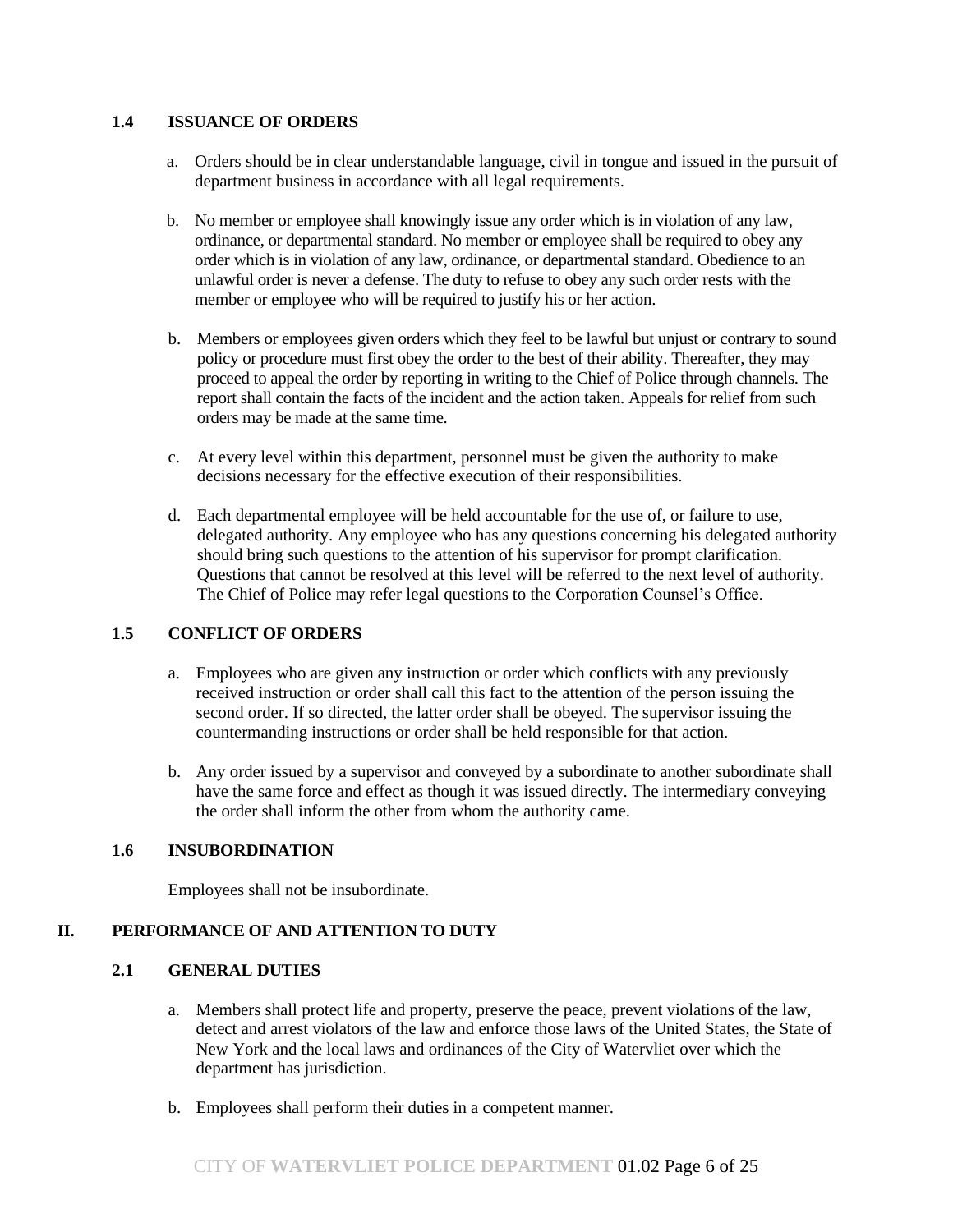### 1.4 ISSUANCE OF ORDERS

a. Orders should be in clear understandable language, civil in tongue and issued in the pursuit of department business in accordance with all legal requirements.

b. No member or employee shall knowingly issue any order which is in violation of any law, ordinance, or departmental standard. No member or employee shall be required to obey any order which is in violation of any law, ordinance, or departmental standard. Obedience to an unlawful order is never a defense. The duty to refuse to obey any such order rests with the member or employee who will be required to justify his or her action.

b. Members or employees given orders which they feel to be lawful but unjust or contrary to sound policy or procedure must first obey the order to the best of their ability. Thereafter, they may proceed to appeal the order by reporting in writing to the Chief of Police through channels. The report shall contain the facts of the incident and the action taken. Appeals for relief from such orders may be made at the same time.

c. At every level within this department, personnel must be given the authority to make decisions necessary for the effective execution of their responsibilities.

d. Each departmental employee will be held accountable for the use of, or failure to use, delegated authority. Any employee who has any questions concerning his delegated authority should bring such questions to the attention of his supervisor for prompt clarification. Questions that cannot be resolved at this level will be referred to the next level of authority. The Chief of Police may refer legal questions to the Corporation Counsel's Office.

### 1.5 CONFLICT OF ORDERS

a. Employees who are given any instruction or order which conflicts with any previously received instruction or order shall call this fact to the attention of the person issuing the second order. If so directed, the latter order shall be obeyed. The supervisor issuing the countermanding instructions or order shall be held responsible for that action.

b. Any order issued by a supervisor and conveyed by a subordinate to another subordinate shall have the same force and effect as though it was issued directly. The intermediary conveying the order shall inform the other from whom the authority came.

### 1.6 INSUBORDINATION

Employees shall not be insubordinate.

## II. PERFORMANCE OF AND ATTENTION TO DUTY

### 2.1 GENERAL DUTIES

a. Members shall protect life and property, preserve the peace, prevent violations of the law, detect and arrest violators of the law and enforce those laws of the United States, the State of New York and the local laws and ordinances of the City of Watervliet over which the department has jurisdiction.

b. Employees shall perform their duties in a competent manner.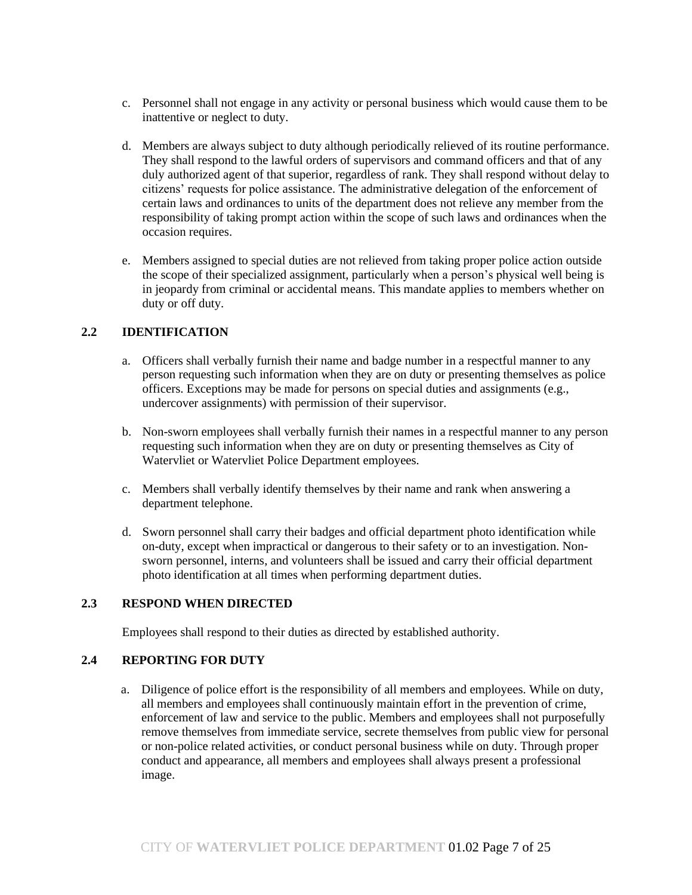c. Personnel shall not engage in any activity or personal business which would cause them to be inattentive or neglect to duty.

d. Members are always subject to duty although periodically relieved of its routine performance. They shall respond to the lawful orders of supervisors and command officers and that of any duly authorized agent of that superior, regardless of rank. They shall respond without delay to citizens' requests for police assistance. The administrative delegation of the enforcement of certain laws and ordinances to units of the department does not relieve any member from the responsibility of taking prompt action within the scope of such laws and ordinances when the occasion requires.

e. Members assigned to special duties are not relieved from taking proper police action outside the scope of their specialized assignment, particularly when a person's physical well being is in jeopardy from criminal or accidental means. This mandate applies to members whether on duty or off duty.

### 2.2 IDENTIFICATION

a. Officers shall verbally furnish their name and badge number in a respectful manner to any person requesting such information when they are on duty or presenting themselves as police officers. Exceptions may be made for persons on special duties and assignments (e.g., undercover assignments) with permission of their supervisor.

b. Non-sworn employees shall verbally furnish their names in a respectful manner to any person requesting such information when they are on duty or presenting themselves as City of Watervliet or Watervliet Police Department employees.

c. Members shall verbally identify themselves by their name and rank when answering a department telephone.

d. Sworn personnel shall carry their badges and official department photo identification while on-duty, except when impractical or dangerous to their safety or to an investigation. Non-sworn personnel, interns, and volunteers shall be issued and carry their official department photo identification at all times when performing department duties.

### 2.3 RESPOND WHEN DIRECTED

Employees shall respond to their duties as directed by established authority.

### 2.4 REPORTING FOR DUTY

a. Diligence of police effort is the responsibility of all members and employees. While on duty, all members and employees shall continuously maintain effort in the prevention of crime, enforcement of law and service to the public. Members and employees shall not purposefully remove themselves from immediate service, secrete themselves from public view for personal or non-police related activities, or conduct personal business while on duty. Through proper conduct and appearance, all members and employees shall always present a professional image.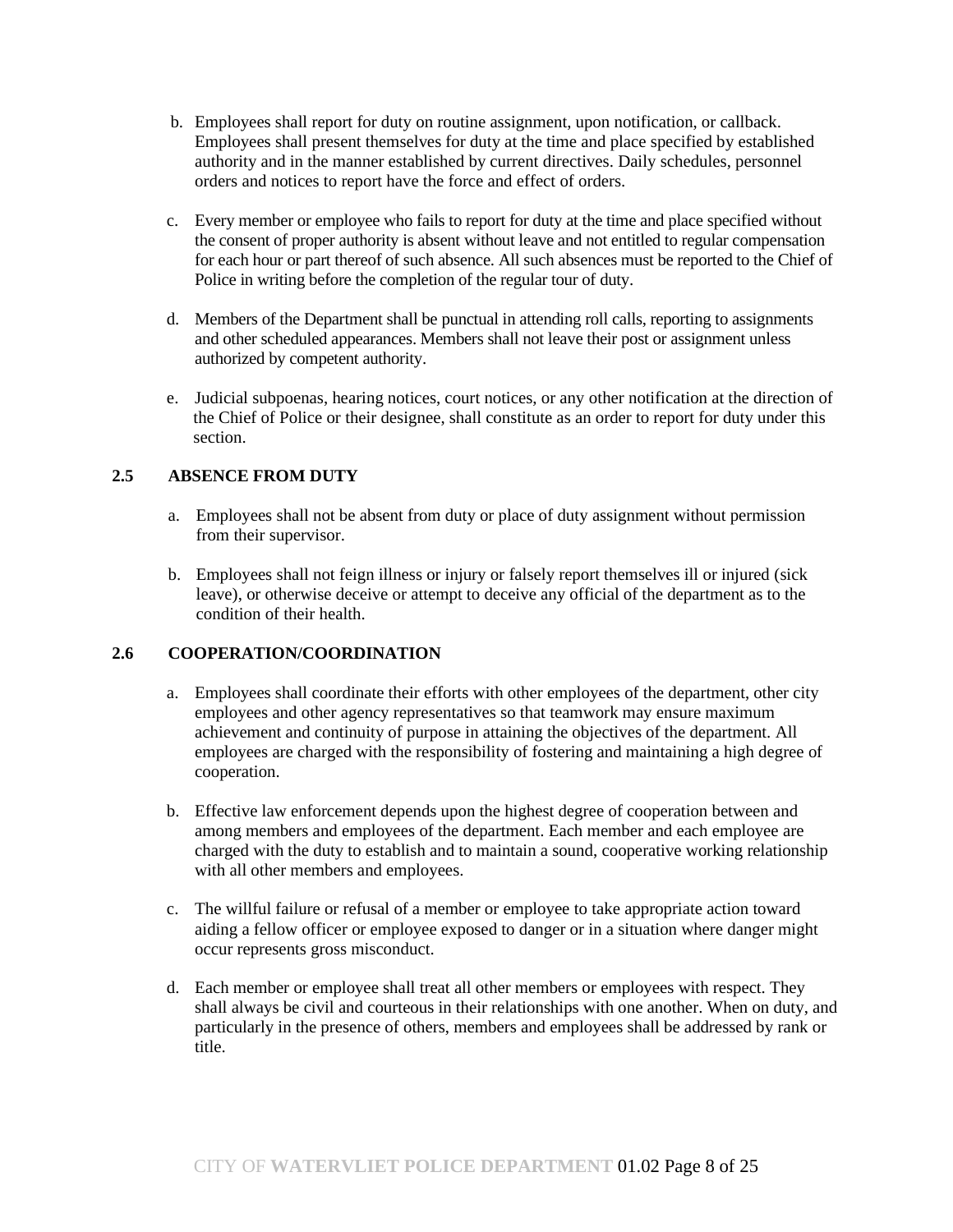b. Employees shall report for duty on routine assignment, upon notification, or callback. Employees shall present themselves for duty at the time and place specified by established authority and in the manner established by current directives. Daily schedules, personnel orders and notices to report have the force and effect of orders.

c. Every member or employee who fails to report for duty at the time and place specified without the consent of proper authority is absent without leave and not entitled to regular compensation for each hour or part thereof of such absence. All such absences must be reported to the Chief of Police in writing before the completion of the regular tour of duty.

d. Members of the Department shall be punctual in attending roll calls, reporting to assignments and other scheduled appearances. Members shall not leave their post or assignment unless authorized by competent authority.

e. Judicial subpoenas, hearing notices, court notices, or any other notification at the direction of the Chief of Police or their designee, shall constitute as an order to report for duty under this section.

### 2.5 ABSENCE FROM DUTY

a. Employees shall not be absent from duty or place of duty assignment without permission from their supervisor.

b. Employees shall not feign illness or injury or falsely report themselves ill or injured (sick leave), or otherwise deceive or attempt to deceive any official of the department as to the condition of their health.

### 2.6 COOPERATION/COORDINATION

a. Employees shall coordinate their efforts with other employees of the department, other city employees and other agency representatives so that teamwork may ensure maximum achievement and continuity of purpose in attaining the objectives of the department. All employees are charged with the responsibility of fostering and maintaining a high degree of cooperation.

b. Effective law enforcement depends upon the highest degree of cooperation between and among members and employees of the department. Each member and each employee are charged with the duty to establish and to maintain a sound, cooperative working relationship with all other members and employees.

c. The willful failure or refusal of a member or employee to take appropriate action toward aiding a fellow officer or employee exposed to danger or in a situation where danger might occur represents gross misconduct.

d. Each member or employee shall treat all other members or employees with respect. They shall always be civil and courteous in their relationships with one another. When on duty, and particularly in the presence of others, members and employees shall be addressed by rank or title.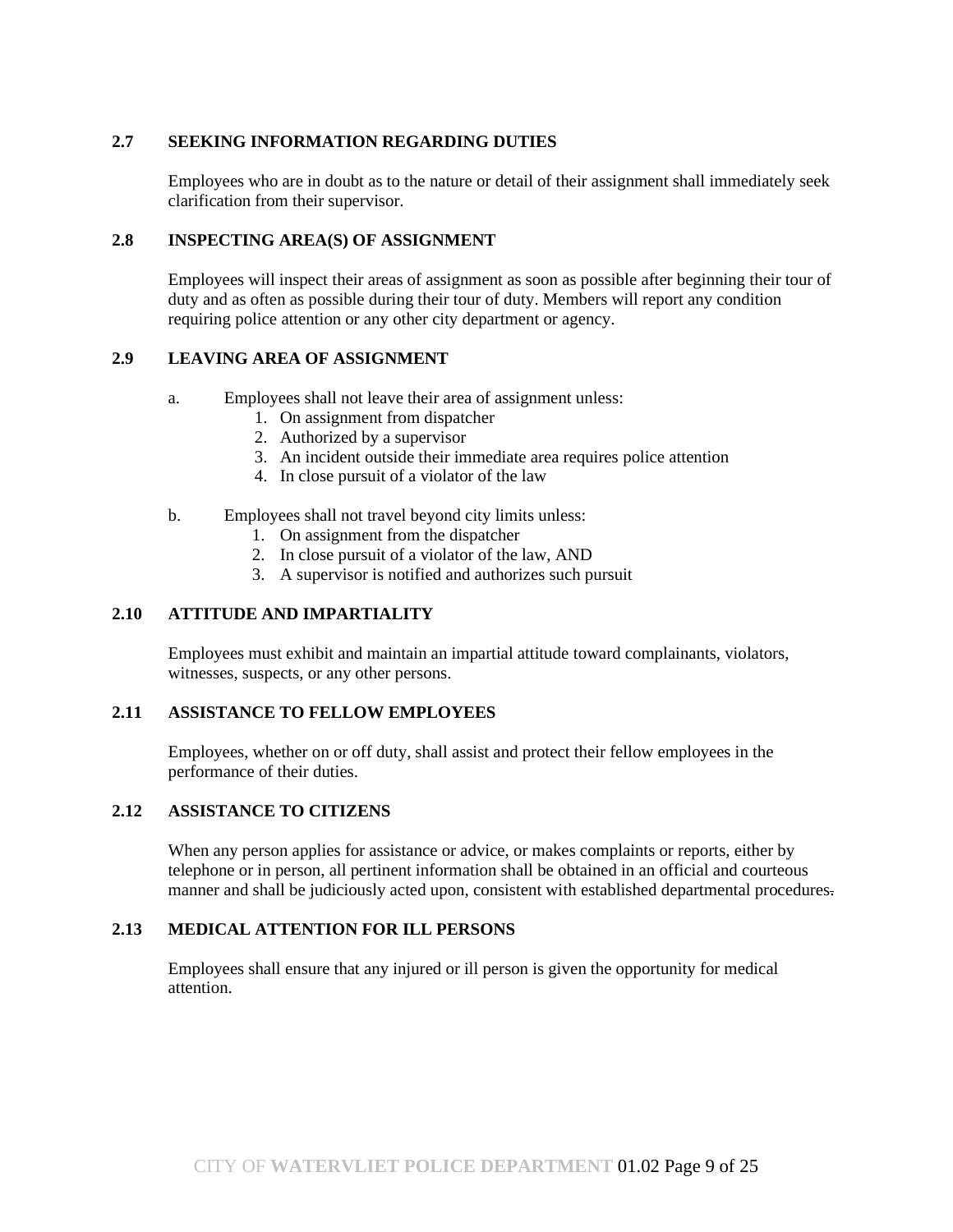### 2.7 SEEKING INFORMATION REGARDING DUTIES

Employees who are in doubt as to the nature or detail of their assignment shall immediately seek clarification from their supervisor.

### 2.8 INSPECTING AREA(S) OF ASSIGNMENT

Employees will inspect their areas of assignment as soon as possible after beginning their tour of duty and as often as possible during their tour of duty. Members will report any condition requiring police attention or any other city department or agency.

### 2.9 LEAVING AREA OF ASSIGNMENT

a. Employees shall not leave their area of assignment unless:
   1. On assignment from dispatcher
   2. Authorized by a supervisor
   3. An incident outside their immediate area requires police attention
   4. In close pursuit of a violator of the law

b. Employees shall not travel beyond city limits unless:
   1. On assignment from the dispatcher
   2. In close pursuit of a violator of the law, AND
   3. A supervisor is notified and authorizes such pursuit

### 2.10 ATTITUDE AND IMPARTIALITY

Employees must exhibit and maintain an impartial attitude toward complainants, violators, witnesses, suspects, or any other persons.

### 2.11 ASSISTANCE TO FELLOW EMPLOYEES

Employees, whether on or off duty, shall assist and protect their fellow employees in the performance of their duties.

### 2.12 ASSISTANCE TO CITIZENS

When any person applies for assistance or advice, or makes complaints or reports, either by telephone or in person, all pertinent information shall be obtained in an official and courteous manner and shall be judiciously acted upon, consistent with established departmental procedures.

### 2.13 MEDICAL ATTENTION FOR ILL PERSONS

Employees shall ensure that any injured or ill person is given the opportunity for medical attention.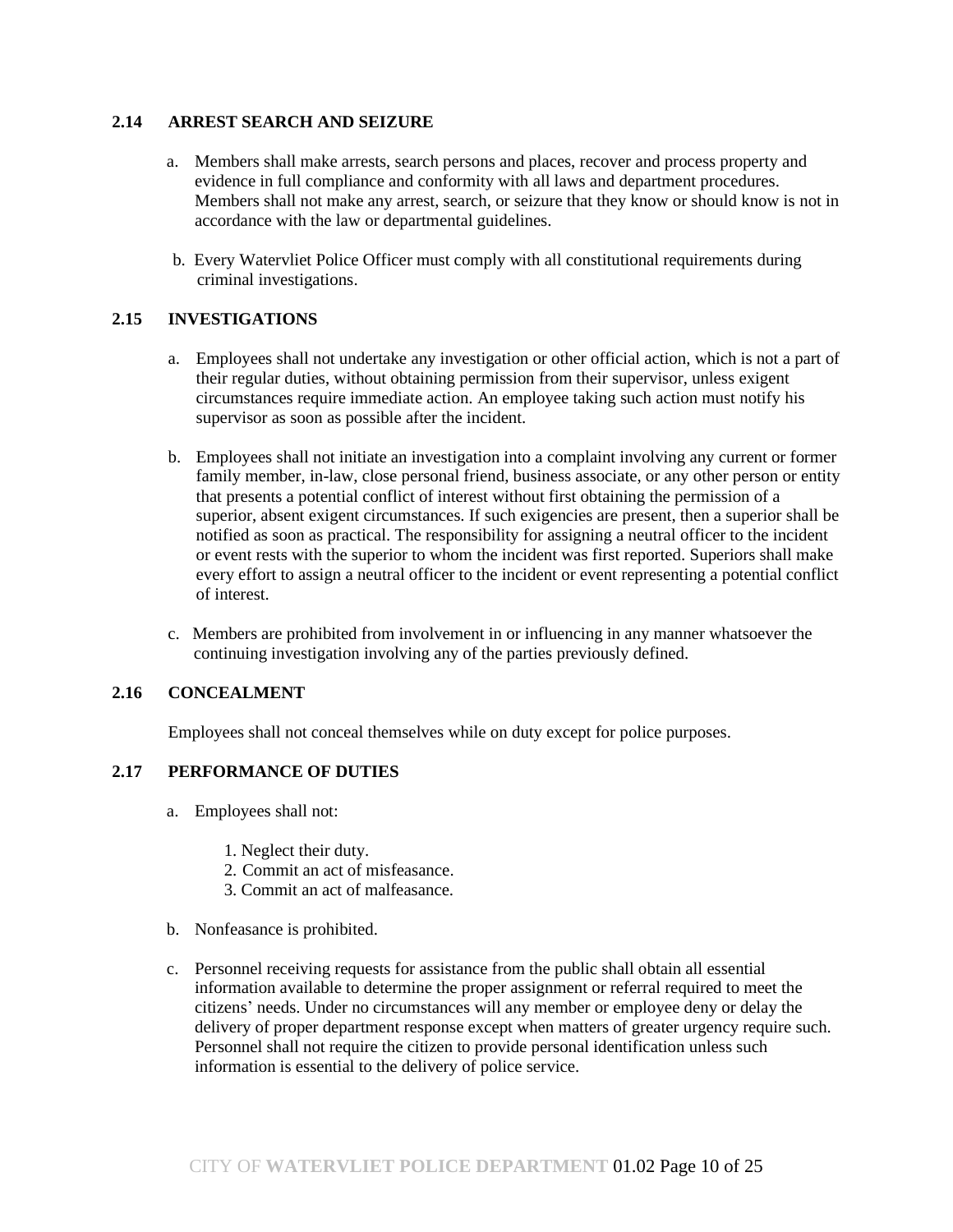### 2.14 ARREST SEARCH AND SEIZURE

a. Members shall make arrests, search persons and places, recover and process property and evidence in full compliance and conformity with all laws and department procedures. Members shall not make any arrest, search, or seizure that they know or should know is not in accordance with the law or departmental guidelines.

b. Every Watervliet Police Officer must comply with all constitutional requirements during criminal investigations.

### 2.15 INVESTIGATIONS

a. Employees shall not undertake any investigation or other official action, which is not a part of their regular duties, without obtaining permission from their supervisor, unless exigent circumstances require immediate action. An employee taking such action must notify his supervisor as soon as possible after the incident.

b. Employees shall not initiate an investigation into a complaint involving any current or former family member, in-law, close personal friend, business associate, or any other person or entity that presents a potential conflict of interest without first obtaining the permission of a superior, absent exigent circumstances. If such exigencies are present, then a superior shall be notified as soon as practical. The responsibility for assigning a neutral officer to the incident or event rests with the superior to whom the incident was first reported. Superiors shall make every effort to assign a neutral officer to the incident or event representing a potential conflict of interest.

c. Members are prohibited from involvement in or influencing in any manner whatsoever the continuing investigation involving any of the parties previously defined.

### 2.16 CONCEALMENT

Employees shall not conceal themselves while on duty except for police purposes.

### 2.17 PERFORMANCE OF DUTIES

a. Employees shall not:

   1. Neglect their duty.
   2. Commit an act of misfeasance.
   3. Commit an act of malfeasance.

b. Nonfeasance is prohibited.

c. Personnel receiving requests for assistance from the public shall obtain all essential information available to determine the proper assignment or referral required to meet the citizens' needs. Under no circumstances will any member or employee deny or delay the delivery of proper department response except when matters of greater urgency require such. Personnel shall not require the citizen to provide personal identification unless such information is essential to the delivery of police service.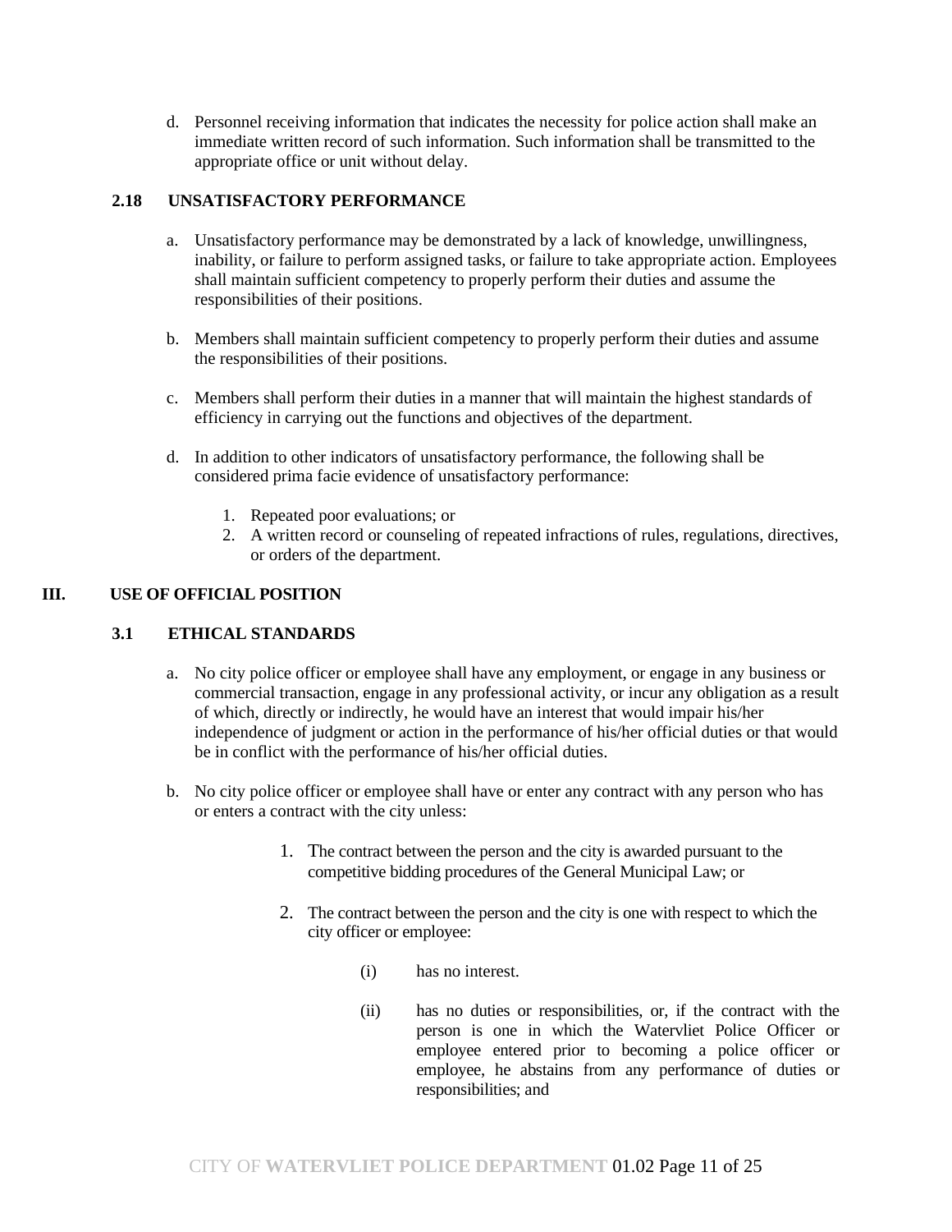d. Personnel receiving information that indicates the necessity for police action shall make an immediate written record of such information. Such information shall be transmitted to the appropriate office or unit without delay.

### 2.18 UNSATISFACTORY PERFORMANCE

a. Unsatisfactory performance may be demonstrated by a lack of knowledge, unwillingness, inability, or failure to perform assigned tasks, or failure to take appropriate action. Employees shall maintain sufficient competency to properly perform their duties and assume the responsibilities of their positions.

b. Members shall maintain sufficient competency to properly perform their duties and assume the responsibilities of their positions.

c. Members shall perform their duties in a manner that will maintain the highest standards of efficiency in carrying out the functions and objectives of the department.

d. In addition to other indicators of unsatisfactory performance, the following shall be considered prima facie evidence of unsatisfactory performance:

   1. Repeated poor evaluations; or
   2. A written record or counseling of repeated infractions of rules, regulations, directives, or orders of the department.

## III. USE OF OFFICIAL POSITION

### 3.1 ETHICAL STANDARDS

a. No city police officer or employee shall have any employment, or engage in any business or commercial transaction, engage in any professional activity, or incur any obligation as a result of which, directly or indirectly, he would have an interest that would impair his/her independence of judgment or action in the performance of his/her official duties or that would be in conflict with the performance of his/her official duties.

b. No city police officer or employee shall have or enter any contract with any person who has or enters a contract with the city unless:

   1. The contract between the person and the city is awarded pursuant to the competitive bidding procedures of the General Municipal Law; or

   2. The contract between the person and the city is one with respect to which the city officer or employee:

      (i) has no interest.

      (ii) has no duties or responsibilities, or, if the contract with the person is one in which the Watervliet Police Officer or employee entered prior to becoming a police officer or employee, he abstains from any performance of duties or responsibilities; and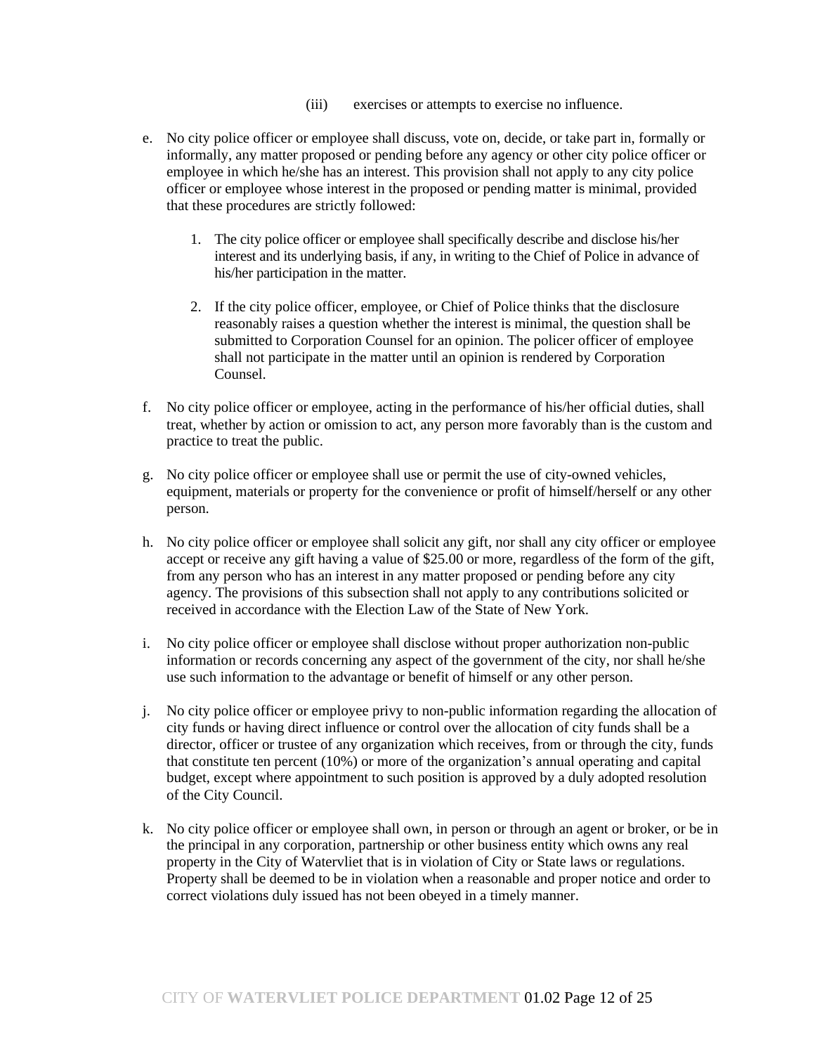(iii) exercises or attempts to exercise no influence.

e. No city police officer or employee shall discuss, vote on, decide, or take part in, formally or informally, any matter proposed or pending before any agency or other city police officer or employee in which he/she has an interest. This provision shall not apply to any city police officer or employee whose interest in the proposed or pending matter is minimal, provided that these procedures are strictly followed:

   1. The city police officer or employee shall specifically describe and disclose his/her interest and its underlying basis, if any, in writing to the Chief of Police in advance of his/her participation in the matter.

   2. If the city police officer, employee, or Chief of Police thinks that the disclosure reasonably raises a question whether the interest is minimal, the question shall be submitted to Corporation Counsel for an opinion. The policer officer of employee shall not participate in the matter until an opinion is rendered by Corporation Counsel.

f. No city police officer or employee, acting in the performance of his/her official duties, shall treat, whether by action or omission to act, any person more favorably than is the custom and practice to treat the public.

g. No city police officer or employee shall use or permit the use of city-owned vehicles, equipment, materials or property for the convenience or profit of himself/herself or any other person.

h. No city police officer or employee shall solicit any gift, nor shall any city officer or employee accept or receive any gift having a value of $25.00 or more, regardless of the form of the gift, from any person who has an interest in any matter proposed or pending before any city agency. The provisions of this subsection shall not apply to any contributions solicited or received in accordance with the Election Law of the State of New York.

i. No city police officer or employee shall disclose without proper authorization non-public information or records concerning any aspect of the government of the city, nor shall he/she use such information to the advantage or benefit of himself or any other person.

j. No city police officer or employee privy to non-public information regarding the allocation of city funds or having direct influence or control over the allocation of city funds shall be a director, officer or trustee of any organization which receives, from or through the city, funds that constitute ten percent (10%) or more of the organization's annual operating and capital budget, except where appointment to such position is approved by a duly adopted resolution of the City Council.

k. No city police officer or employee shall own, in person or through an agent or broker, or be in the principal in any corporation, partnership or other business entity which owns any real property in the City of Watervliet that is in violation of City or State laws or regulations. Property shall be deemed to be in violation when a reasonable and proper notice and order to correct violations duly issued has not been obeyed in a timely manner.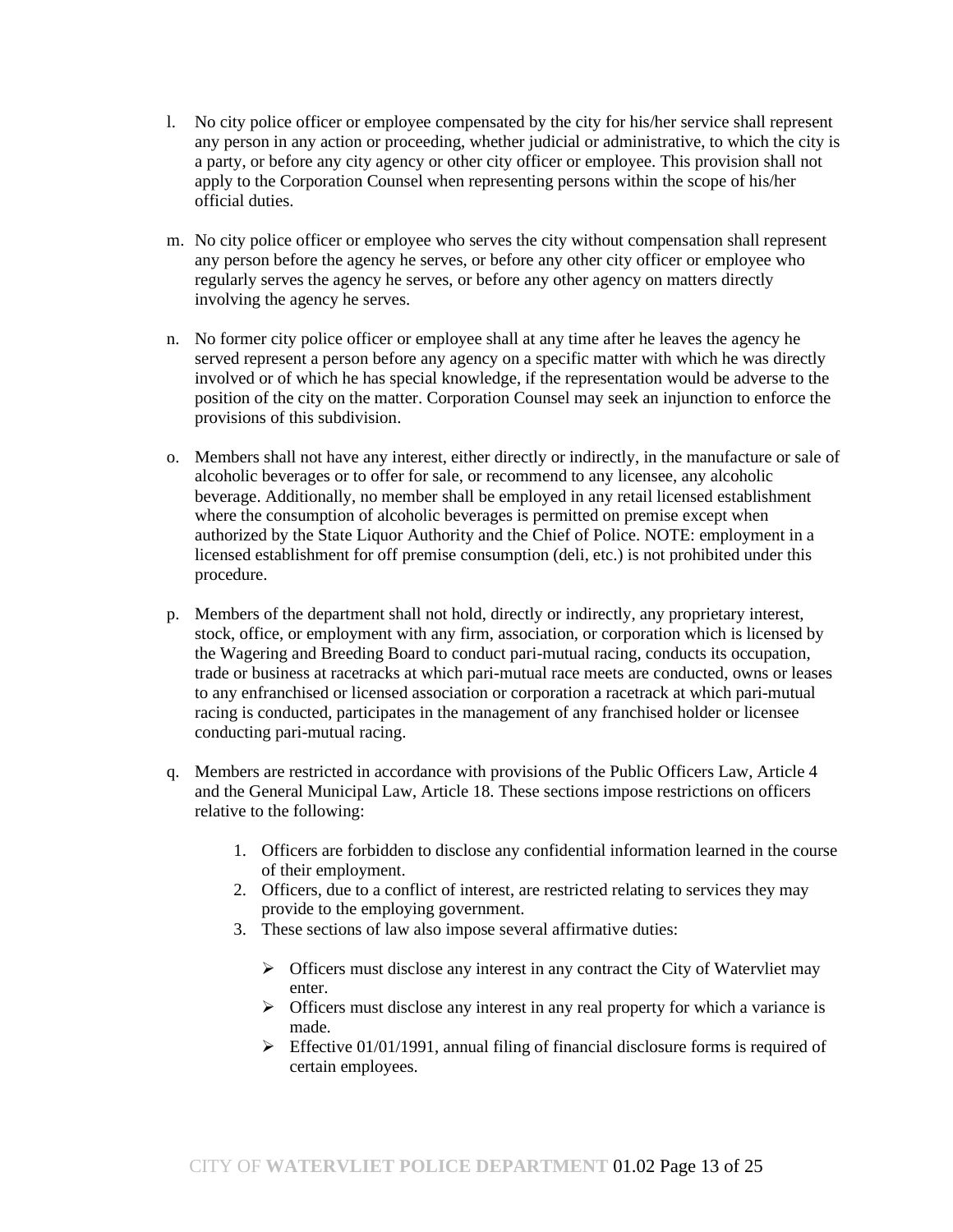l. No city police officer or employee compensated by the city for his/her service shall represent any person in any action or proceeding, whether judicial or administrative, to which the city is a party, or before any city agency or other city officer or employee. This provision shall not apply to the Corporation Counsel when representing persons within the scope of his/her official duties.

m. No city police officer or employee who serves the city without compensation shall represent any person before the agency he serves, or before any other city officer or employee who regularly serves the agency he serves, or before any other agency on matters directly involving the agency he serves.

n. No former city police officer or employee shall at any time after he leaves the agency he served represent a person before any agency on a specific matter with which he was directly involved or of which he has special knowledge, if the representation would be adverse to the position of the city on the matter. Corporation Counsel may seek an injunction to enforce the provisions of this subdivision.

o. Members shall not have any interest, either directly or indirectly, in the manufacture or sale of alcoholic beverages or to offer for sale, or recommend to any licensee, any alcoholic beverage. Additionally, no member shall be employed in any retail licensed establishment where the consumption of alcoholic beverages is permitted on premise except when authorized by the State Liquor Authority and the Chief of Police. NOTE: employment in a licensed establishment for off premise consumption (deli, etc.) is not prohibited under this procedure.

p. Members of the department shall not hold, directly or indirectly, any proprietary interest, stock, office, or employment with any firm, association, or corporation which is licensed by the Wagering and Breeding Board to conduct pari-mutual racing, conducts its occupation, trade or business at racetracks at which pari-mutual race meets are conducted, owns or leases to any enfranchised or licensed association or corporation a racetrack at which pari-mutual racing is conducted, participates in the management of any franchised holder or licensee conducting pari-mutual racing.

q. Members are restricted in accordance with provisions of the Public Officers Law, Article 4 and the General Municipal Law, Article 18. These sections impose restrictions on officers relative to the following:

    1. Officers are forbidden to disclose any confidential information learned in the course of their employment.
    2. Officers, due to a conflict of interest, are restricted relating to services they may provide to the employing government.
    3. These sections of law also impose several affirmative duties:

        - Officers must disclose any interest in any contract the City of Watervliet may enter.
        - Officers must disclose any interest in any real property for which a variance is made.
        - Effective 01/01/1991, annual filing of financial disclosure forms is required of certain employees.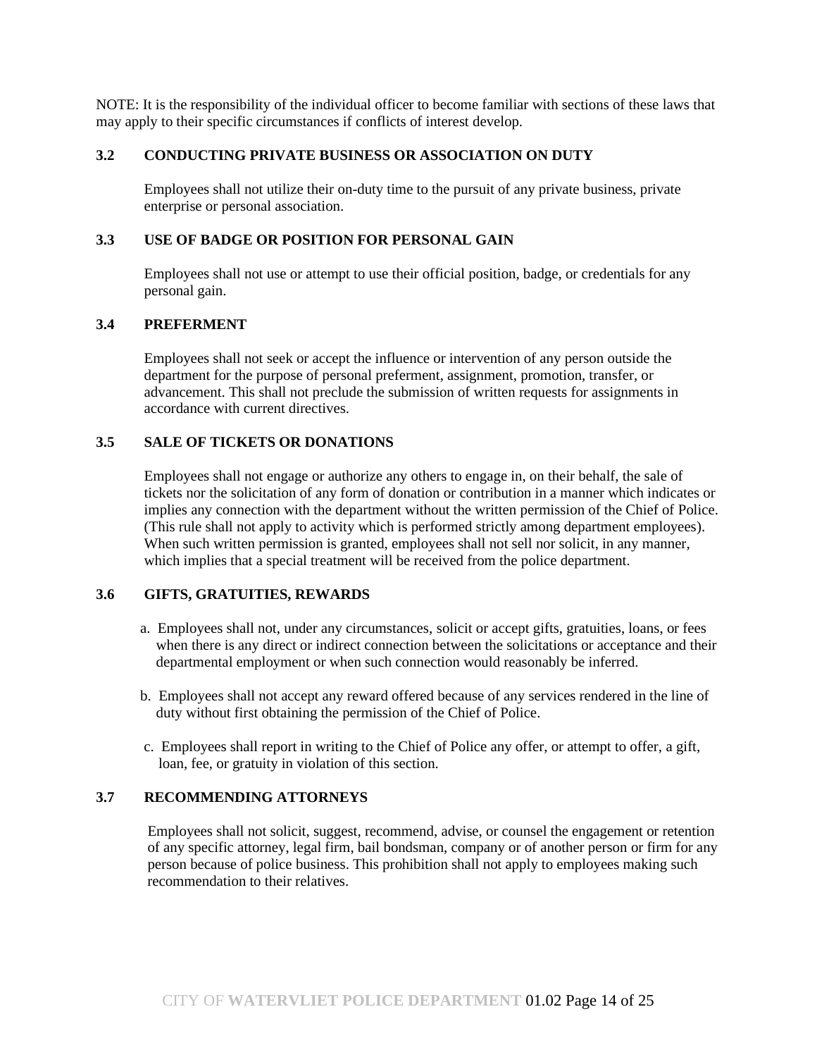NOTE: It is the responsibility of the individual officer to become familiar with sections of these laws that may apply to their specific circumstances if conflicts of interest develop.

### 3.2 CONDUCTING PRIVATE BUSINESS OR ASSOCIATION ON DUTY

Employees shall not utilize their on-duty time to the pursuit of any private business, private enterprise or personal association.

### 3.3 USE OF BADGE OR POSITION FOR PERSONAL GAIN

Employees shall not use or attempt to use their official position, badge, or credentials for any personal gain.

### 3.4 PREFERMENT

Employees shall not seek or accept the influence or intervention of any person outside the department for the purpose of personal preferment, assignment, promotion, transfer, or advancement. This shall not preclude the submission of written requests for assignments in accordance with current directives.

### 3.5 SALE OF TICKETS OR DONATIONS

Employees shall not engage or authorize any others to engage in, on their behalf, the sale of tickets nor the solicitation of any form of donation or contribution in a manner which indicates or implies any connection with the department without the written permission of the Chief of Police. (This rule shall not apply to activity which is performed strictly among department employees). When such written permission is granted, employees shall not sell nor solicit, in any manner, which implies that a special treatment will be received from the police department.

### 3.6 GIFTS, GRATUITIES, REWARDS

a. Employees shall not, under any circumstances, solicit or accept gifts, gratuities, loans, or fees when there is any direct or indirect connection between the solicitations or acceptance and their departmental employment or when such connection would reasonably be inferred.

b. Employees shall not accept any reward offered because of any services rendered in the line of duty without first obtaining the permission of the Chief of Police.

c. Employees shall report in writing to the Chief of Police any offer, or attempt to offer, a gift, loan, fee, or gratuity in violation of this section.

### 3.7 RECOMMENDING ATTORNEYS

Employees shall not solicit, suggest, recommend, advise, or counsel the engagement or retention of any specific attorney, legal firm, bail bondsman, company or of another person or firm for any person because of police business. This prohibition shall not apply to employees making such recommendation to their relatives.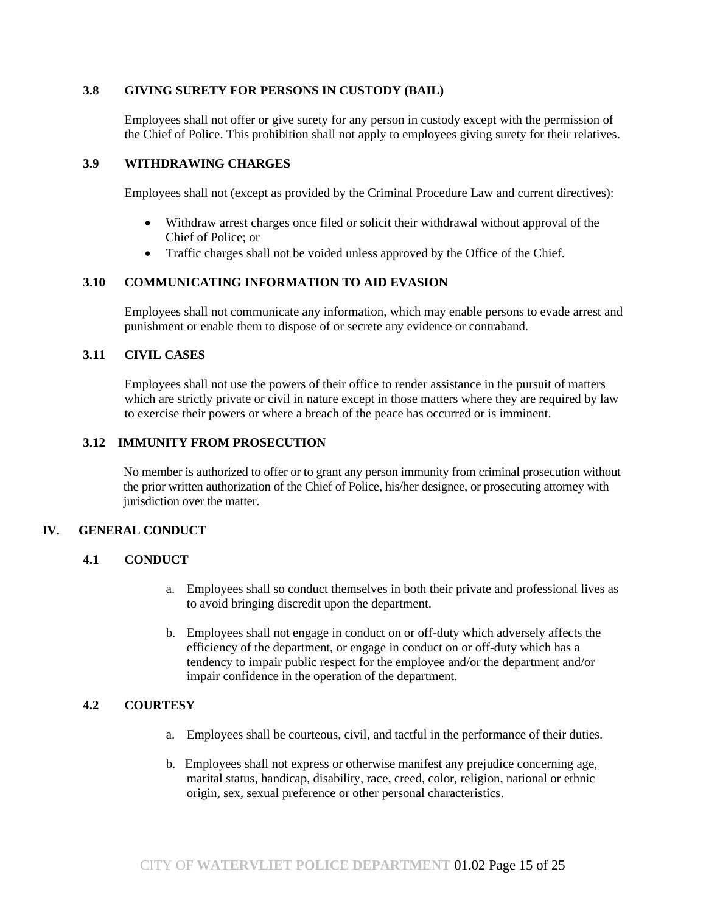### 3.8 GIVING SURETY FOR PERSONS IN CUSTODY (BAIL)

Employees shall not offer or give surety for any person in custody except with the permission of the Chief of Police. This prohibition shall not apply to employees giving surety for their relatives.

### 3.9 WITHDRAWING CHARGES

Employees shall not (except as provided by the Criminal Procedure Law and current directives):

- Withdraw arrest charges once filed or solicit their withdrawal without approval of the Chief of Police; or
- Traffic charges shall not be voided unless approved by the Office of the Chief.

### 3.10 COMMUNICATING INFORMATION TO AID EVASION

Employees shall not communicate any information, which may enable persons to evade arrest and punishment or enable them to dispose of or secrete any evidence or contraband.

### 3.11 CIVIL CASES

Employees shall not use the powers of their office to render assistance in the pursuit of matters which are strictly private or civil in nature except in those matters where they are required by law to exercise their powers or where a breach of the peace has occurred or is imminent.

### 3.12 IMMUNITY FROM PROSECUTION

No member is authorized to offer or to grant any person immunity from criminal prosecution without the prior written authorization of the Chief of Police, his/her designee, or prosecuting attorney with jurisdiction over the matter.

## IV. GENERAL CONDUCT

### 4.1 CONDUCT

a. Employees shall so conduct themselves in both their private and professional lives as to avoid bringing discredit upon the department.

b. Employees shall not engage in conduct on or off-duty which adversely affects the efficiency of the department, or engage in conduct on or off-duty which has a tendency to impair public respect for the employee and/or the department and/or impair confidence in the operation of the department.

### 4.2 COURTESY

a. Employees shall be courteous, civil, and tactful in the performance of their duties.

b. Employees shall not express or otherwise manifest any prejudice concerning age, marital status, handicap, disability, race, creed, color, religion, national or ethnic origin, sex, sexual preference or other personal characteristics.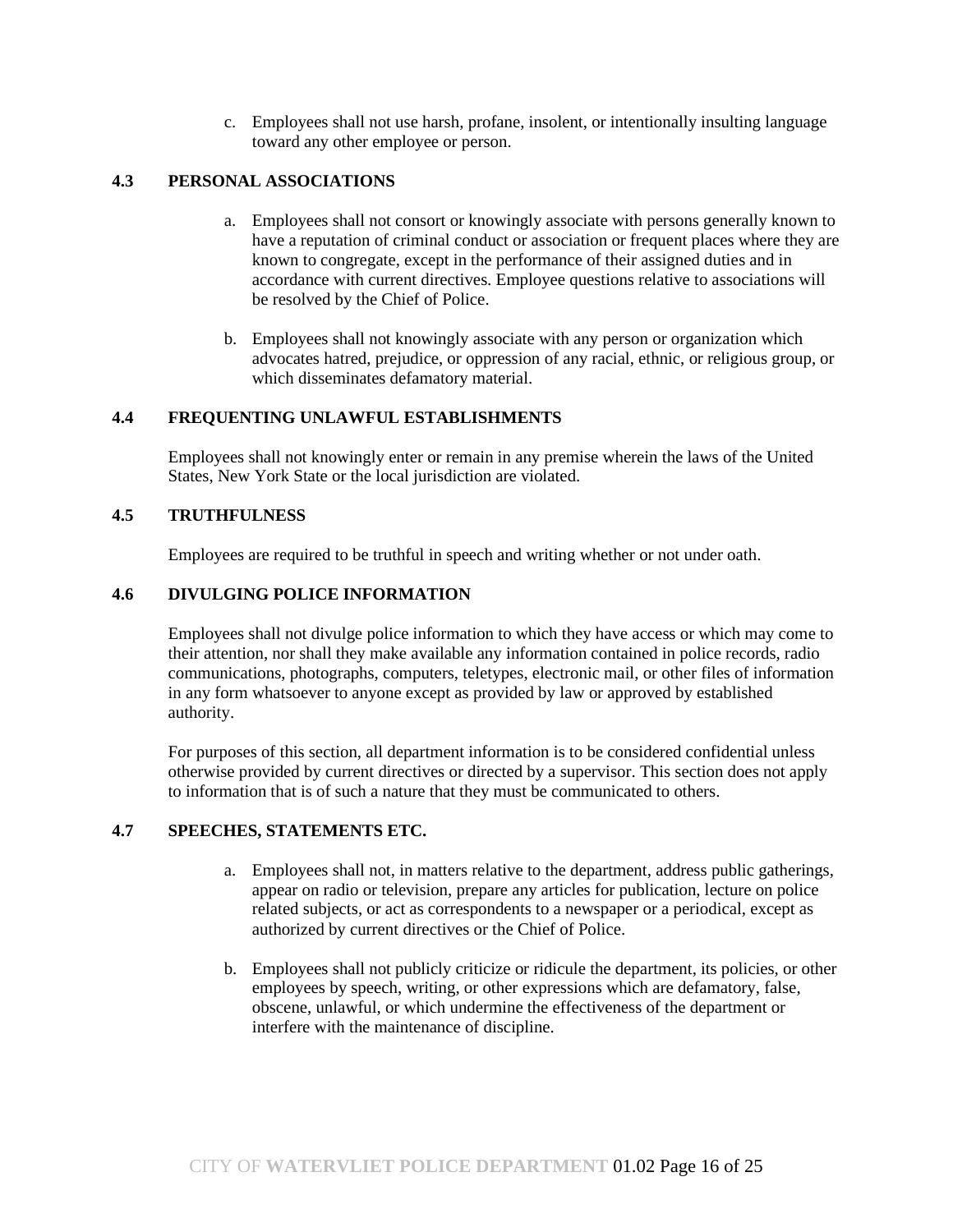c. Employees shall not use harsh, profane, insolent, or intentionally insulting language toward any other employee or person.

### 4.3 PERSONAL ASSOCIATIONS

a. Employees shall not consort or knowingly associate with persons generally known to have a reputation of criminal conduct or association or frequent places where they are known to congregate, except in the performance of their assigned duties and in accordance with current directives. Employee questions relative to associations will be resolved by the Chief of Police.

b. Employees shall not knowingly associate with any person or organization which advocates hatred, prejudice, or oppression of any racial, ethnic, or religious group, or which disseminates defamatory material.

### 4.4 FREQUENTING UNLAWFUL ESTABLISHMENTS

Employees shall not knowingly enter or remain in any premise wherein the laws of the United States, New York State or the local jurisdiction are violated.

### 4.5 TRUTHFULNESS

Employees are required to be truthful in speech and writing whether or not under oath.

### 4.6 DIVULGING POLICE INFORMATION

Employees shall not divulge police information to which they have access or which may come to their attention, nor shall they make available any information contained in police records, radio communications, photographs, computers, teletypes, electronic mail, or other files of information in any form whatsoever to anyone except as provided by law or approved by established authority.

For purposes of this section, all department information is to be considered confidential unless otherwise provided by current directives or directed by a supervisor. This section does not apply to information that is of such a nature that they must be communicated to others.

### 4.7 SPEECHES, STATEMENTS ETC.

a. Employees shall not, in matters relative to the department, address public gatherings, appear on radio or television, prepare any articles for publication, lecture on police related subjects, or act as correspondents to a newspaper or a periodical, except as authorized by current directives or the Chief of Police.

b. Employees shall not publicly criticize or ridicule the department, its policies, or other employees by speech, writing, or other expressions which are defamatory, false, obscene, unlawful, or which undermine the effectiveness of the department or interfere with the maintenance of discipline.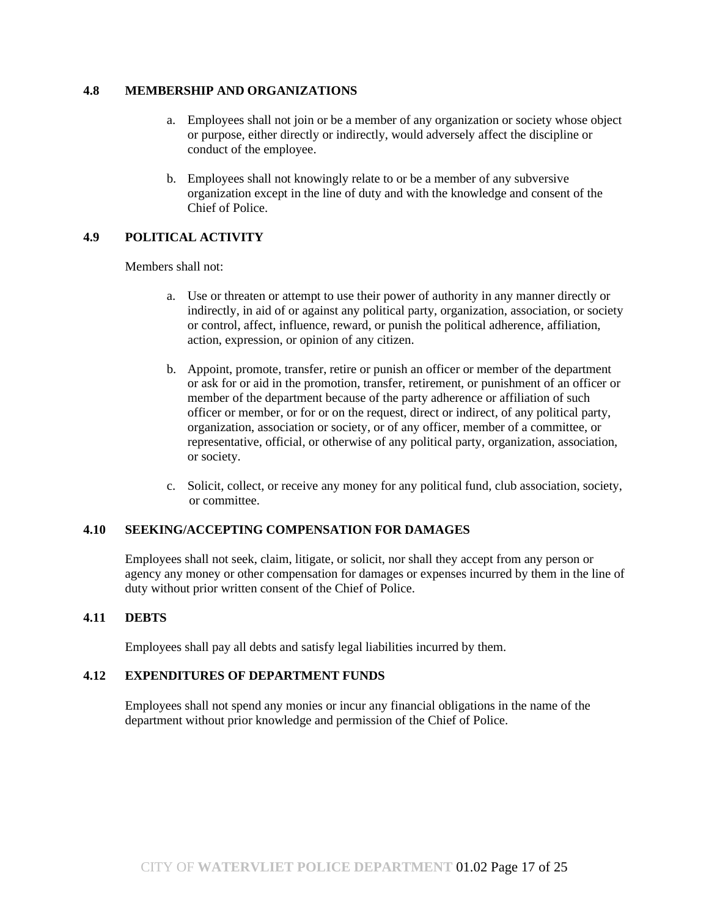### 4.8 MEMBERSHIP AND ORGANIZATIONS

a. Employees shall not join or be a member of any organization or society whose object or purpose, either directly or indirectly, would adversely affect the discipline or conduct of the employee.

b. Employees shall not knowingly relate to or be a member of any subversive organization except in the line of duty and with the knowledge and consent of the Chief of Police.

### 4.9 POLITICAL ACTIVITY

Members shall not:

a. Use or threaten or attempt to use their power of authority in any manner directly or indirectly, in aid of or against any political party, organization, association, or society or control, affect, influence, reward, or punish the political adherence, affiliation, action, expression, or opinion of any citizen.

b. Appoint, promote, transfer, retire or punish an officer or member of the department or ask for or aid in the promotion, transfer, retirement, or punishment of an officer or member of the department because of the party adherence or affiliation of such officer or member, or for or on the request, direct or indirect, of any political party, organization, association or society, or of any officer, member of a committee, or representative, official, or otherwise of any political party, organization, association, or society.

c. Solicit, collect, or receive any money for any political fund, club association, society, or committee.

### 4.10 SEEKING/ACCEPTING COMPENSATION FOR DAMAGES

Employees shall not seek, claim, litigate, or solicit, nor shall they accept from any person or agency any money or other compensation for damages or expenses incurred by them in the line of duty without prior written consent of the Chief of Police.

### 4.11 DEBTS

Employees shall pay all debts and satisfy legal liabilities incurred by them.

### 4.12 EXPENDITURES OF DEPARTMENT FUNDS

Employees shall not spend any monies or incur any financial obligations in the name of the department without prior knowledge and permission of the Chief of Police.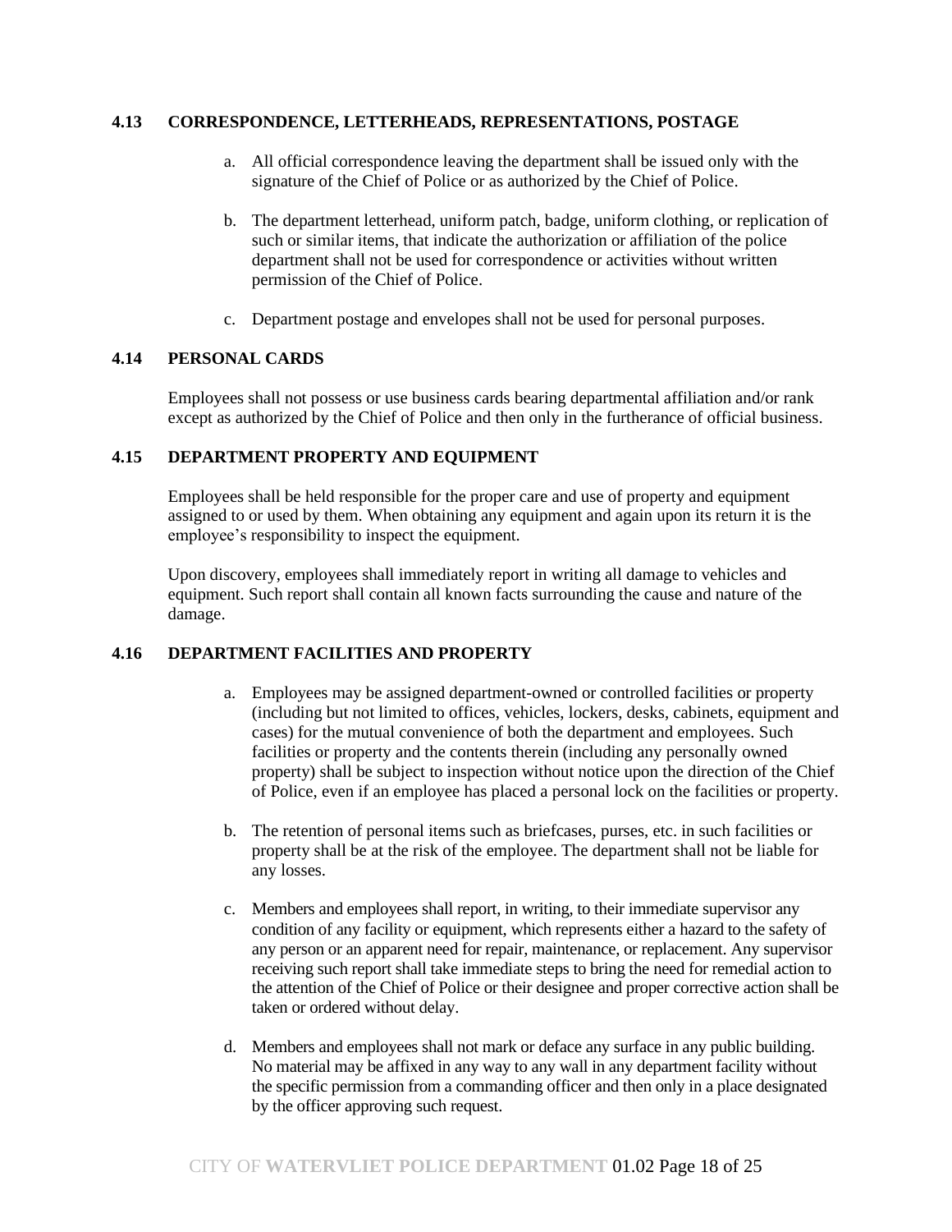### 4.13 CORRESPONDENCE, LETTERHEADS, REPRESENTATIONS, POSTAGE

a. All official correspondence leaving the department shall be issued only with the signature of the Chief of Police or as authorized by the Chief of Police.

b. The department letterhead, uniform patch, badge, uniform clothing, or replication of such or similar items, that indicate the authorization or affiliation of the police department shall not be used for correspondence or activities without written permission of the Chief of Police.

c. Department postage and envelopes shall not be used for personal purposes.

### 4.14 PERSONAL CARDS

Employees shall not possess or use business cards bearing departmental affiliation and/or rank except as authorized by the Chief of Police and then only in the furtherance of official business.

### 4.15 DEPARTMENT PROPERTY AND EQUIPMENT

Employees shall be held responsible for the proper care and use of property and equipment assigned to or used by them. When obtaining any equipment and again upon its return it is the employee's responsibility to inspect the equipment.

Upon discovery, employees shall immediately report in writing all damage to vehicles and equipment. Such report shall contain all known facts surrounding the cause and nature of the damage.

### 4.16 DEPARTMENT FACILITIES AND PROPERTY

a. Employees may be assigned department-owned or controlled facilities or property (including but not limited to offices, vehicles, lockers, desks, cabinets, equipment and cases) for the mutual convenience of both the department and employees. Such facilities or property and the contents therein (including any personally owned property) shall be subject to inspection without notice upon the direction of the Chief of Police, even if an employee has placed a personal lock on the facilities or property.

b. The retention of personal items such as briefcases, purses, etc. in such facilities or property shall be at the risk of the employee. The department shall not be liable for any losses.

c. Members and employees shall report, in writing, to their immediate supervisor any condition of any facility or equipment, which represents either a hazard to the safety of any person or an apparent need for repair, maintenance, or replacement. Any supervisor receiving such report shall take immediate steps to bring the need for remedial action to the attention of the Chief of Police or their designee and proper corrective action shall be taken or ordered without delay.

d. Members and employees shall not mark or deface any surface in any public building. No material may be affixed in any way to any wall in any department facility without the specific permission from a commanding officer and then only in a place designated by the officer approving such request.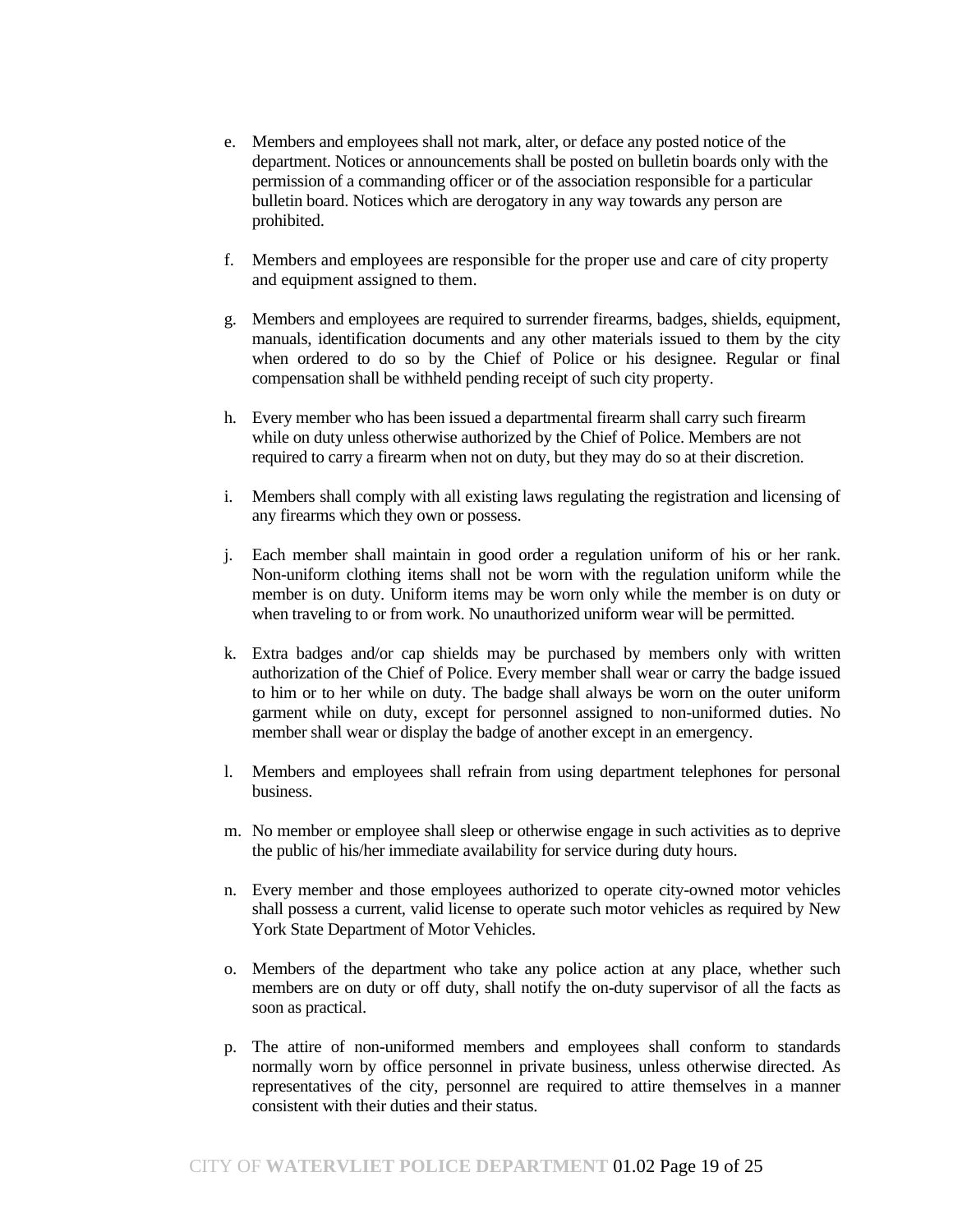e. Members and employees shall not mark, alter, or deface any posted notice of the department. Notices or announcements shall be posted on bulletin boards only with the permission of a commanding officer or of the association responsible for a particular bulletin board. Notices which are derogatory in any way towards any person are prohibited.

f. Members and employees are responsible for the proper use and care of city property and equipment assigned to them.

g. Members and employees are required to surrender firearms, badges, shields, equipment, manuals, identification documents and any other materials issued to them by the city when ordered to do so by the Chief of Police or his designee. Regular or final compensation shall be withheld pending receipt of such city property.

h. Every member who has been issued a departmental firearm shall carry such firearm while on duty unless otherwise authorized by the Chief of Police. Members are not required to carry a firearm when not on duty, but they may do so at their discretion.

i. Members shall comply with all existing laws regulating the registration and licensing of any firearms which they own or possess.

j. Each member shall maintain in good order a regulation uniform of his or her rank. Non-uniform clothing items shall not be worn with the regulation uniform while the member is on duty. Uniform items may be worn only while the member is on duty or when traveling to or from work. No unauthorized uniform wear will be permitted.

k. Extra badges and/or cap shields may be purchased by members only with written authorization of the Chief of Police. Every member shall wear or carry the badge issued to him or to her while on duty. The badge shall always be worn on the outer uniform garment while on duty, except for personnel assigned to non-uniformed duties. No member shall wear or display the badge of another except in an emergency.

l. Members and employees shall refrain from using department telephones for personal business.

m. No member or employee shall sleep or otherwise engage in such activities as to deprive the public of his/her immediate availability for service during duty hours.

n. Every member and those employees authorized to operate city-owned motor vehicles shall possess a current, valid license to operate such motor vehicles as required by New York State Department of Motor Vehicles.

o. Members of the department who take any police action at any place, whether such members are on duty or off duty, shall notify the on-duty supervisor of all the facts as soon as practical.

p. The attire of non-uniformed members and employees shall conform to standards normally worn by office personnel in private business, unless otherwise directed. As representatives of the city, personnel are required to attire themselves in a manner consistent with their duties and their status.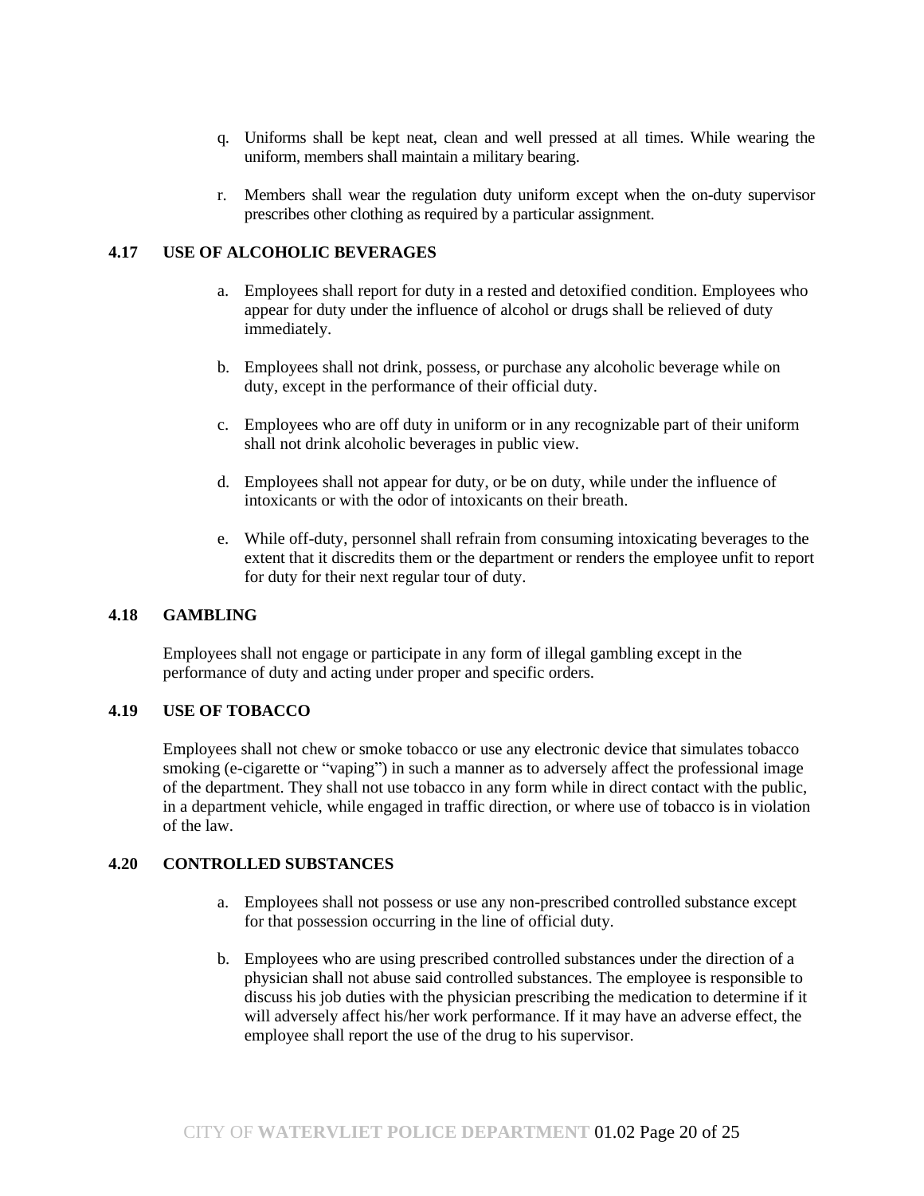q. Uniforms shall be kept neat, clean and well pressed at all times. While wearing the uniform, members shall maintain a military bearing.

r. Members shall wear the regulation duty uniform except when the on-duty supervisor prescribes other clothing as required by a particular assignment.

### 4.17 USE OF ALCOHOLIC BEVERAGES

a. Employees shall report for duty in a rested and detoxified condition. Employees who appear for duty under the influence of alcohol or drugs shall be relieved of duty immediately.

b. Employees shall not drink, possess, or purchase any alcoholic beverage while on duty, except in the performance of their official duty.

c. Employees who are off duty in uniform or in any recognizable part of their uniform shall not drink alcoholic beverages in public view.

d. Employees shall not appear for duty, or be on duty, while under the influence of intoxicants or with the odor of intoxicants on their breath.

e. While off-duty, personnel shall refrain from consuming intoxicating beverages to the extent that it discredits them or the department or renders the employee unfit to report for duty for their next regular tour of duty.

### 4.18 GAMBLING

Employees shall not engage or participate in any form of illegal gambling except in the performance of duty and acting under proper and specific orders.

### 4.19 USE OF TOBACCO

Employees shall not chew or smoke tobacco or use any electronic device that simulates tobacco smoking (e-cigarette or "vaping") in such a manner as to adversely affect the professional image of the department. They shall not use tobacco in any form while in direct contact with the public, in a department vehicle, while engaged in traffic direction, or where use of tobacco is in violation of the law.

### 4.20 CONTROLLED SUBSTANCES

a. Employees shall not possess or use any non-prescribed controlled substance except for that possession occurring in the line of official duty.

b. Employees who are using prescribed controlled substances under the direction of a physician shall not abuse said controlled substances. The employee is responsible to discuss his job duties with the physician prescribing the medication to determine if it will adversely affect his/her work performance. If it may have an adverse effect, the employee shall report the use of the drug to his supervisor.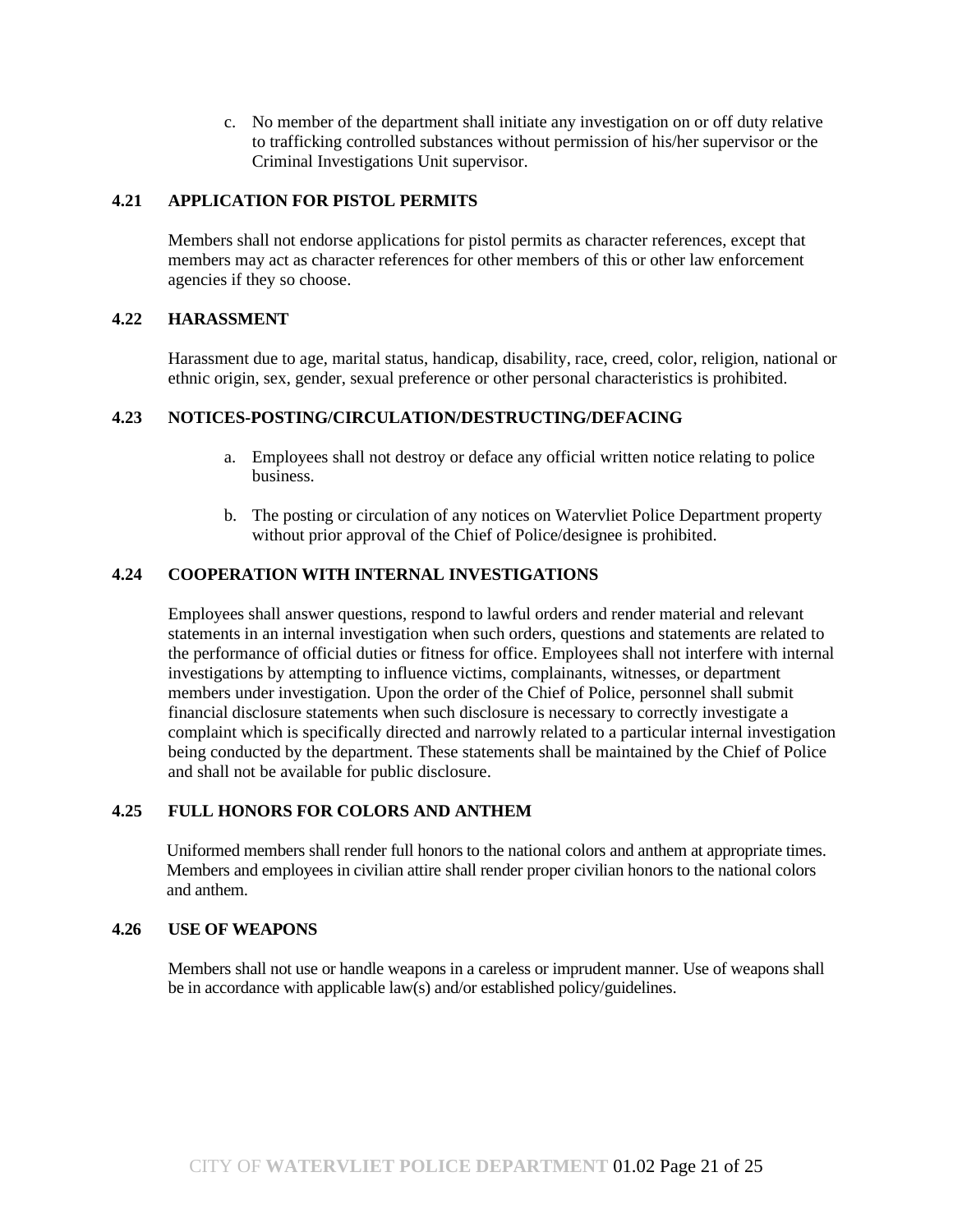c. No member of the department shall initiate any investigation on or off duty relative to trafficking controlled substances without permission of his/her supervisor or the Criminal Investigations Unit supervisor.

### 4.21 APPLICATION FOR PISTOL PERMITS

Members shall not endorse applications for pistol permits as character references, except that members may act as character references for other members of this or other law enforcement agencies if they so choose.

### 4.22 HARASSMENT

Harassment due to age, marital status, handicap, disability, race, creed, color, religion, national or ethnic origin, sex, gender, sexual preference or other personal characteristics is prohibited.

### 4.23 NOTICES-POSTING/CIRCULATION/DESTRUCTING/DEFACING

a. Employees shall not destroy or deface any official written notice relating to police business.

b. The posting or circulation of any notices on Watervliet Police Department property without prior approval of the Chief of Police/designee is prohibited.

### 4.24 COOPERATION WITH INTERNAL INVESTIGATIONS

Employees shall answer questions, respond to lawful orders and render material and relevant statements in an internal investigation when such orders, questions and statements are related to the performance of official duties or fitness for office. Employees shall not interfere with internal investigations by attempting to influence victims, complainants, witnesses, or department members under investigation. Upon the order of the Chief of Police, personnel shall submit financial disclosure statements when such disclosure is necessary to correctly investigate a complaint which is specifically directed and narrowly related to a particular internal investigation being conducted by the department. These statements shall be maintained by the Chief of Police and shall not be available for public disclosure.

### 4.25 FULL HONORS FOR COLORS AND ANTHEM

Uniformed members shall render full honors to the national colors and anthem at appropriate times. Members and employees in civilian attire shall render proper civilian honors to the national colors and anthem.

### 4.26 USE OF WEAPONS

Members shall not use or handle weapons in a careless or imprudent manner. Use of weapons shall be in accordance with applicable law(s) and/or established policy/guidelines.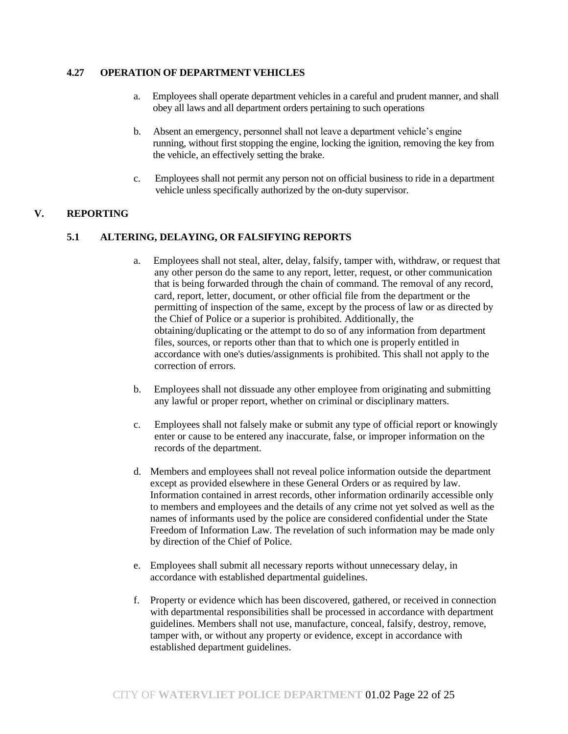### 4.27 OPERATION OF DEPARTMENT VEHICLES

a. Employees shall operate department vehicles in a careful and prudent manner, and shall obey all laws and all department orders pertaining to such operations

b. Absent an emergency, personnel shall not leave a department vehicle's engine running, without first stopping the engine, locking the ignition, removing the key from the vehicle, an effectively setting the brake.

c. Employees shall not permit any person not on official business to ride in a department vehicle unless specifically authorized by the on-duty supervisor.

## V. REPORTING

### 5.1 ALTERING, DELAYING, OR FALSIFYING REPORTS

a. Employees shall not steal, alter, delay, falsify, tamper with, withdraw, or request that any other person do the same to any report, letter, request, or other communication that is being forwarded through the chain of command. The removal of any record, card, report, letter, document, or other official file from the department or the permitting of inspection of the same, except by the process of law or as directed by the Chief of Police or a superior is prohibited. Additionally, the obtaining/duplicating or the attempt to do so of any information from department files, sources, or reports other than that to which one is properly entitled in accordance with one's duties/assignments is prohibited. This shall not apply to the correction of errors.

b. Employees shall not dissuade any other employee from originating and submitting any lawful or proper report, whether on criminal or disciplinary matters.

c. Employees shall not falsely make or submit any type of official report or knowingly enter or cause to be entered any inaccurate, false, or improper information on the records of the department.

d. Members and employees shall not reveal police information outside the department except as provided elsewhere in these General Orders or as required by law. Information contained in arrest records, other information ordinarily accessible only to members and employees and the details of any crime not yet solved as well as the names of informants used by the police are considered confidential under the State Freedom of Information Law. The revelation of such information may be made only by direction of the Chief of Police.

e. Employees shall submit all necessary reports without unnecessary delay, in accordance with established departmental guidelines.

f. Property or evidence which has been discovered, gathered, or received in connection with departmental responsibilities shall be processed in accordance with department guidelines. Members shall not use, manufacture, conceal, falsify, destroy, remove, tamper with, or without any property or evidence, except in accordance with established department guidelines.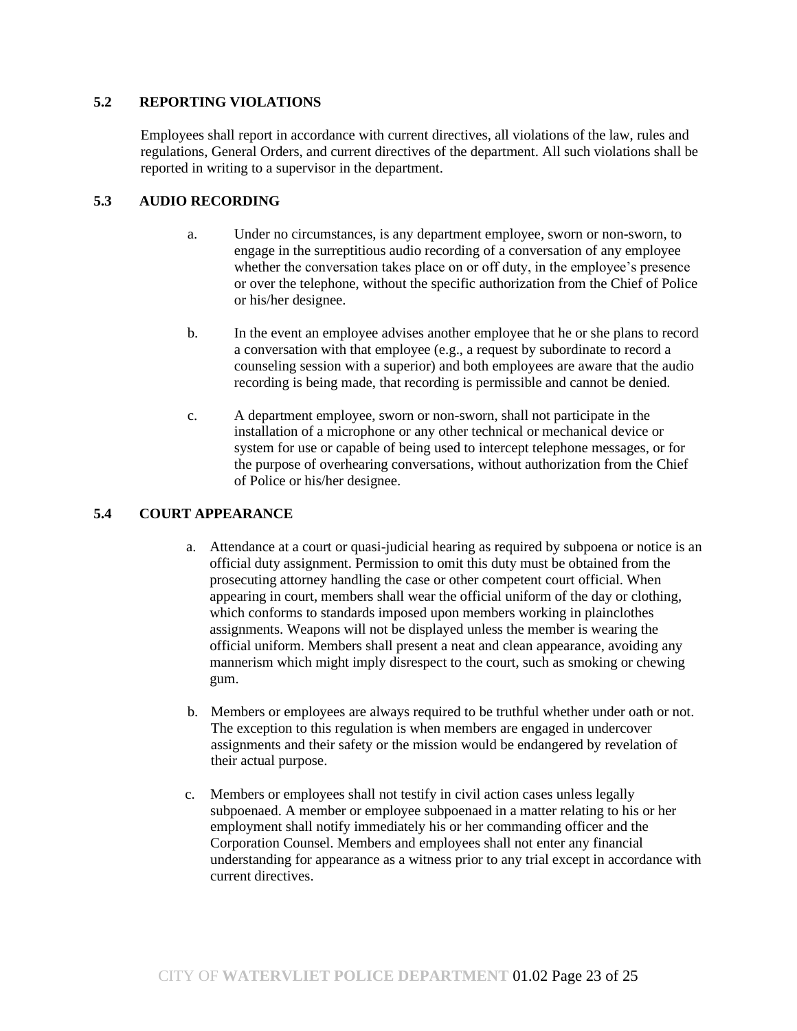### 5.2 REPORTING VIOLATIONS

Employees shall report in accordance with current directives, all violations of the law, rules and regulations, General Orders, and current directives of the department. All such violations shall be reported in writing to a supervisor in the department.

### 5.3 AUDIO RECORDING

a. Under no circumstances, is any department employee, sworn or non-sworn, to engage in the surreptitious audio recording of a conversation of any employee whether the conversation takes place on or off duty, in the employee's presence or over the telephone, without the specific authorization from the Chief of Police or his/her designee.

b. In the event an employee advises another employee that he or she plans to record a conversation with that employee (e.g., a request by subordinate to record a counseling session with a superior) and both employees are aware that the audio recording is being made, that recording is permissible and cannot be denied.

c. A department employee, sworn or non-sworn, shall not participate in the installation of a microphone or any other technical or mechanical device or system for use or capable of being used to intercept telephone messages, or for the purpose of overhearing conversations, without authorization from the Chief of Police or his/her designee.

### 5.4 COURT APPEARANCE

a. Attendance at a court or quasi-judicial hearing as required by subpoena or notice is an official duty assignment. Permission to omit this duty must be obtained from the prosecuting attorney handling the case or other competent court official. When appearing in court, members shall wear the official uniform of the day or clothing, which conforms to standards imposed upon members working in plainclothes assignments. Weapons will not be displayed unless the member is wearing the official uniform. Members shall present a neat and clean appearance, avoiding any mannerism which might imply disrespect to the court, such as smoking or chewing gum.

b. Members or employees are always required to be truthful whether under oath or not. The exception to this regulation is when members are engaged in undercover assignments and their safety or the mission would be endangered by revelation of their actual purpose.

c. Members or employees shall not testify in civil action cases unless legally subpoenaed. A member or employee subpoenaed in a matter relating to his or her employment shall notify immediately his or her commanding officer and the Corporation Counsel. Members and employees shall not enter any financial understanding for appearance as a witness prior to any trial except in accordance with current directives.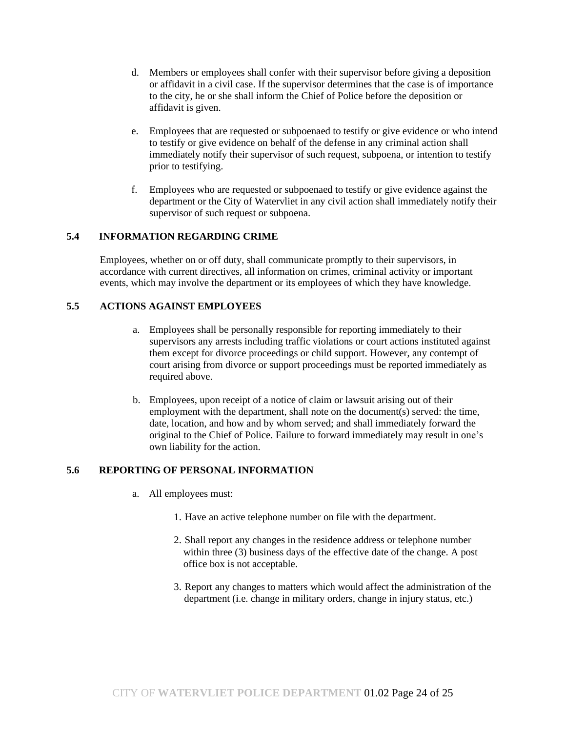d. Members or employees shall confer with their supervisor before giving a deposition or affidavit in a civil case. If the supervisor determines that the case is of importance to the city, he or she shall inform the Chief of Police before the deposition or affidavit is given.

e. Employees that are requested or subpoenaed to testify or give evidence or who intend to testify or give evidence on behalf of the defense in any criminal action shall immediately notify their supervisor of such request, subpoena, or intention to testify prior to testifying.

f. Employees who are requested or subpoenaed to testify or give evidence against the department or the City of Watervliet in any civil action shall immediately notify their supervisor of such request or subpoena.

### 5.4 INFORMATION REGARDING CRIME

Employees, whether on or off duty, shall communicate promptly to their supervisors, in accordance with current directives, all information on crimes, criminal activity or important events, which may involve the department or its employees of which they have knowledge.

### 5.5 ACTIONS AGAINST EMPLOYEES

a. Employees shall be personally responsible for reporting immediately to their supervisors any arrests including traffic violations or court actions instituted against them except for divorce proceedings or child support. However, any contempt of court arising from divorce or support proceedings must be reported immediately as required above.

b. Employees, upon receipt of a notice of claim or lawsuit arising out of their employment with the department, shall note on the document(s) served: the time, date, location, and how and by whom served; and shall immediately forward the original to the Chief of Police. Failure to forward immediately may result in one's own liability for the action.

### 5.6 REPORTING OF PERSONAL INFORMATION

a. All employees must:

1. Have an active telephone number on file with the department.
2. Shall report any changes in the residence address or telephone number within three (3) business days of the effective date of the change. A post office box is not acceptable.
3. Report any changes to matters which would affect the administration of the department (i.e. change in military orders, change in injury status, etc.)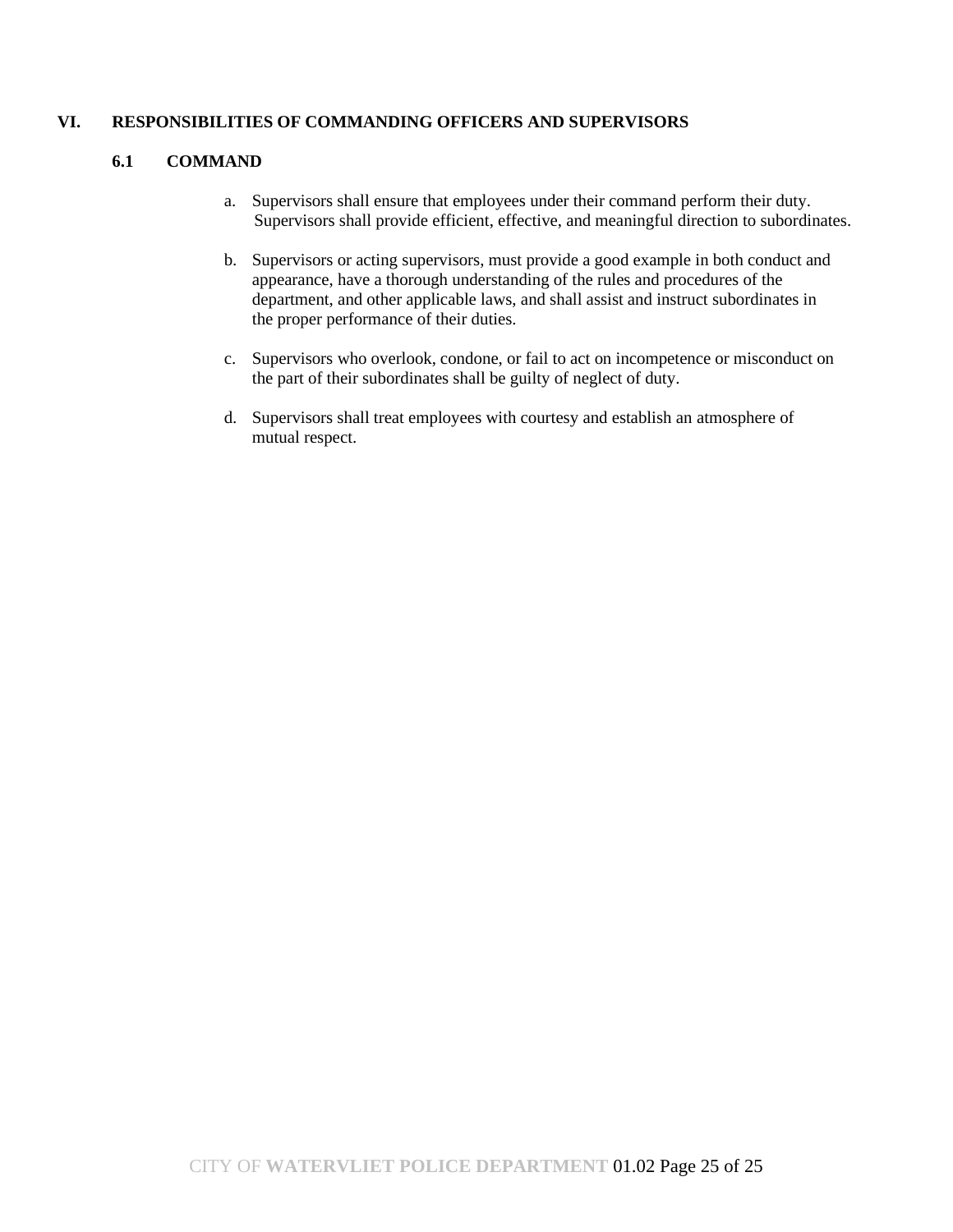## VI. RESPONSIBILITIES OF COMMANDING OFFICERS AND SUPERVISORS

### 6.1 COMMAND

a. Supervisors shall ensure that employees under their command perform their duty. Supervisors shall provide efficient, effective, and meaningful direction to subordinates.

b. Supervisors or acting supervisors, must provide a good example in both conduct and appearance, have a thorough understanding of the rules and procedures of the department, and other applicable laws, and shall assist and instruct subordinates in the proper performance of their duties.

c. Supervisors who overlook, condone, or fail to act on incompetence or misconduct on the part of their subordinates shall be guilty of neglect of duty.

d. Supervisors shall treat employees with courtesy and establish an atmosphere of mutual respect.